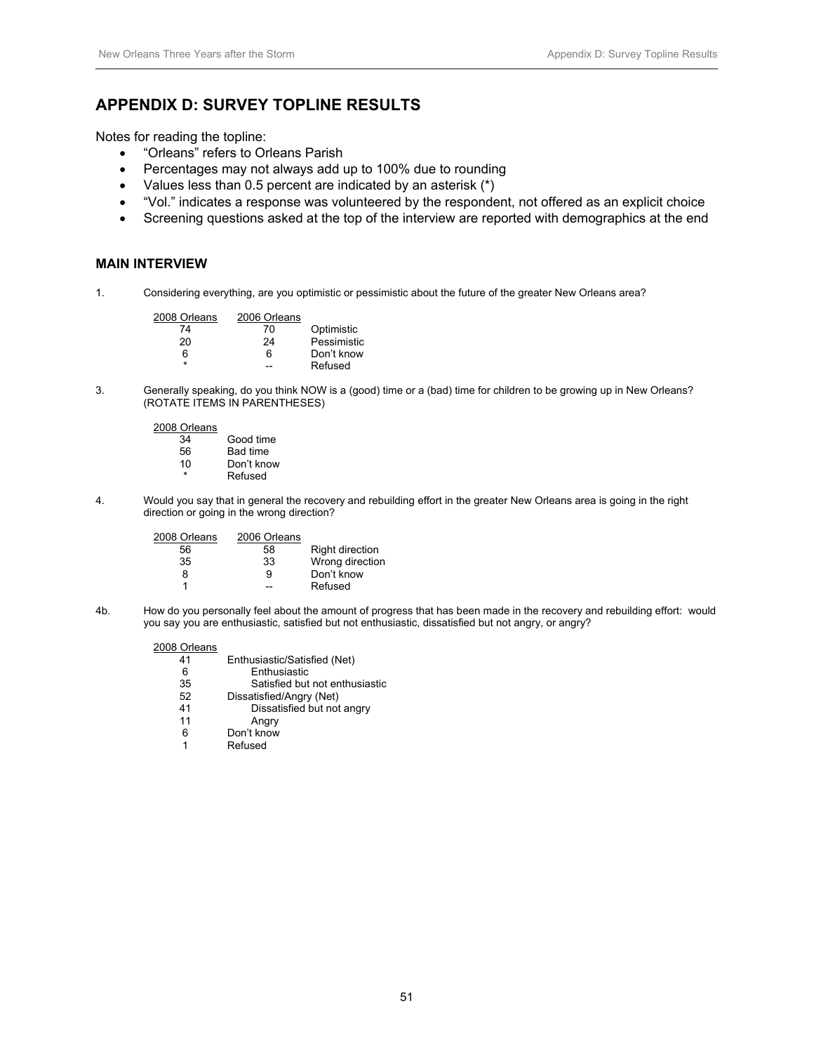## APPENDIX D: SURVEY TOPLINE RESULTS

Notes for reading the topline:

- "Orleans" refers to Orleans Parish
- Percentages may not always add up to 100% due to rounding
- Values less than 0.5 percent are indicated by an asterisk (*)
- "Vol." indicates a response was volunteered by the respondent, not offered as an explicit choice
- Screening questions asked at the top of the interview are reported with demographics at the end

### MAIN INTERVIEW

1. Considering everything, are you optimistic or pessimistic about the future of the greater New Orleans area?

| 2008 Orleans | 2006 Orleans | |
|---|---|---|
| 74 | 70 | Optimistic |
| 20 | 24 | Pessimistic |
| 6 | 6 | Don't know |
| * | -- | Refused |

3. Generally speaking, do you think NOW is a (good) time or a (bad) time for children to be growing up in New Orleans? (ROTATE ITEMS IN PARENTHESES)

| 2008 Orleans | |
|---|---|
| 34 | Good time |
| 56 | Bad time |
| 10 | Don't know |
| * | Refused |

4. Would you say that in general the recovery and rebuilding effort in the greater New Orleans area is going in the right direction or going in the wrong direction?

| 2008 Orleans | 2006 Orleans | |
|---|---|---|
| 56 | 58 | Right direction |
| 35 | 33 | Wrong direction |
| 8 | 9 | Don't know |
| 1 | -- | Refused |

4b. How do you personally feel about the amount of progress that has been made in the recovery and rebuilding effort: would you say you are enthusiastic, satisfied but not enthusiastic, dissatisfied but not angry, or angry?

| 2008 Orleans | |
|---|---|
| 41 | Enthusiastic/Satisfied (Net) |
| 6 | Enthusiastic |
| 35 | Satisfied but not enthusiastic |
| 52 | Dissatisfied/Angry (Net) |
| 41 | Dissatisfied but not angry |
| 11 | Angry |
| 6 | Don't know |
| 1 | Refused |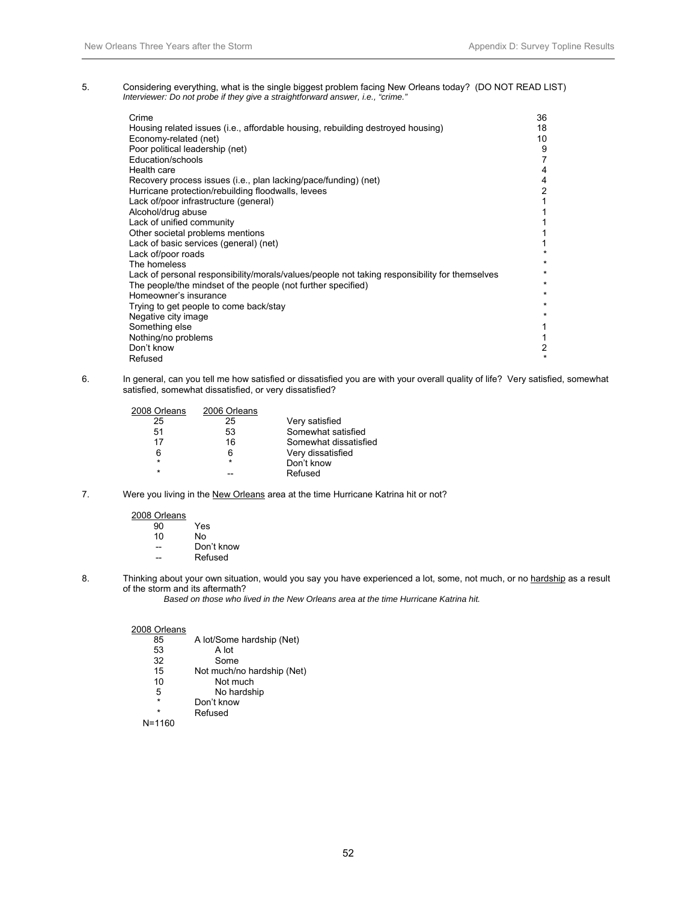5. Considering everything, what is the single biggest problem facing New Orleans today? (DO NOT READ LIST)
*Interviewer: Do not probe if they give a straightforward answer, i.e., "crime."*

| | |
|---|---|
| Crime | 36 |
| Housing related issues (i.e., affordable housing, rebuilding destroyed housing) | 18 |
| Economy-related (net) | 10 |
| Poor political leadership (net) | 9 |
| Education/schools | 7 |
| Health care | 4 |
| Recovery process issues (i.e., plan lacking/pace/funding) (net) | 4 |
| Hurricane protection/rebuilding floodwalls, levees | 2 |
| Lack of/poor infrastructure (general) | 1 |
| Alcohol/drug abuse | 1 |
| Lack of unified community | 1 |
| Other societal problems mentions | 1 |
| Lack of basic services (general) (net) | 1 |
| Lack of/poor roads | * |
| The homeless | * |
| Lack of personal responsibility/morals/values/people not taking responsibility for themselves | * |
| The people/the mindset of the people (not further specified) | * |
| Homeowner's insurance | * |
| Trying to get people to come back/stay | * |
| Negative city image | * |
| Something else | 1 |
| Nothing/no problems | 1 |
| Don't know | 2 |
| Refused | * |

6. In general, can you tell me how satisfied or dissatisfied you are with your overall quality of life? Very satisfied, somewhat satisfied, somewhat dissatisfied, or very dissatisfied?

| 2008 Orleans | 2006 Orleans | |
|---|---|---|
| 25 | 25 | Very satisfied |
| 51 | 53 | Somewhat satisfied |
| 17 | 16 | Somewhat dissatisfied |
| 6 | 6 | Very dissatisfied |
| * | * | Don't know |
| * | -- | Refused |

7. Were you living in the New Orleans area at the time Hurricane Katrina hit or not?

| 2008 Orleans | |
|---|---|
| 90 | Yes |
| 10 | No |
| -- | Don't know |
| -- | Refused |

8. Thinking about your own situation, would you say you have experienced a lot, some, not much, or no hardship as a result of the storm and its aftermath?
*Based on those who lived in the New Orleans area at the time Hurricane Katrina hit.*

| 2008 Orleans | |
|---|---|
| 85 | A lot/Some hardship (Net) |
| 53 | A lot |
| 32 | Some |
| 15 | Not much/no hardship (Net) |
| 10 | Not much |
| 5 | No hardship |
| * | Don't know |
| * | Refused |
| N=1160 | |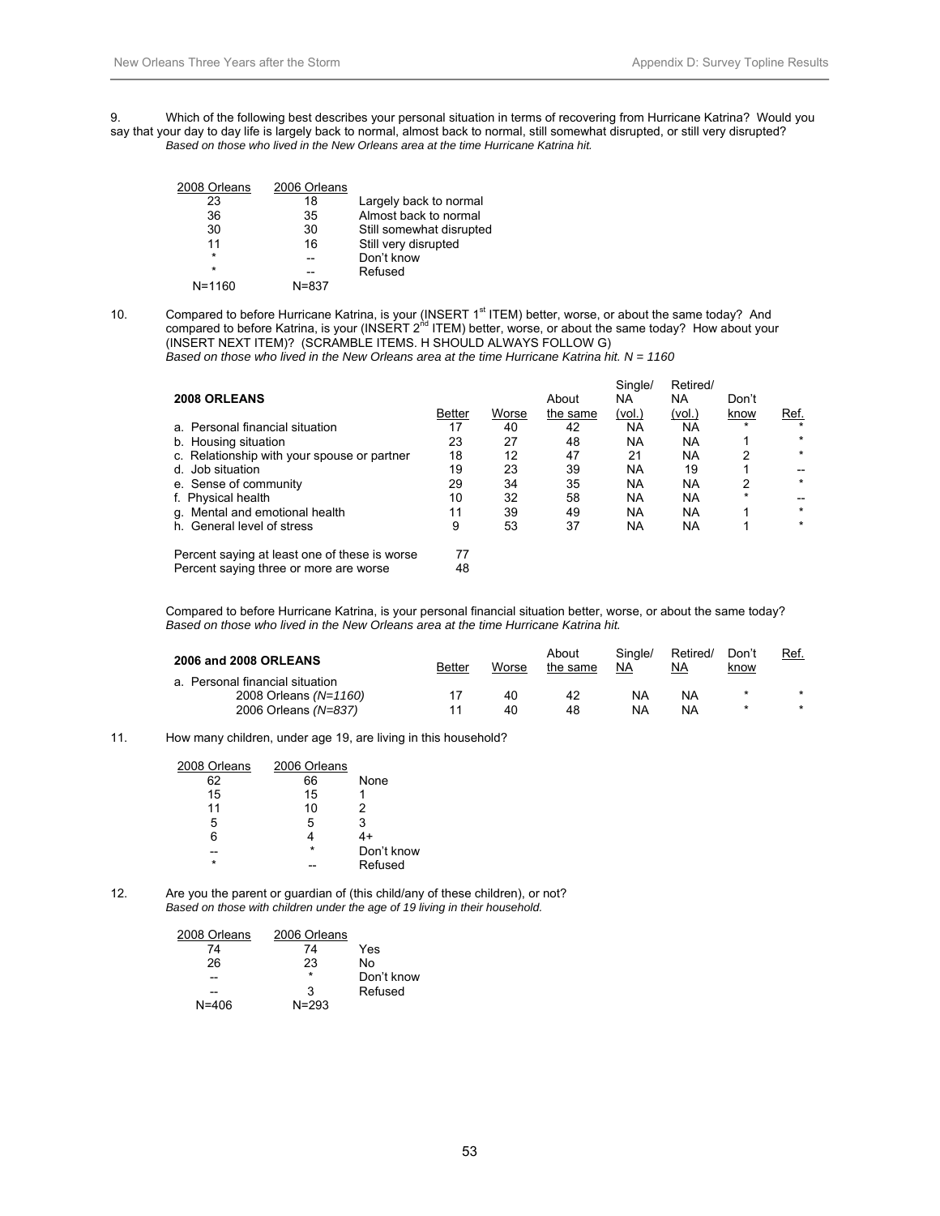9. Which of the following best describes your personal situation in terms of recovering from Hurricane Katrina? Would you say that your day to day life is largely back to normal, almost back to normal, still somewhat disrupted, or still very disrupted?
*Based on those who lived in the New Orleans area at the time Hurricane Katrina hit.*

| 2008 Orleans | 2006 Orleans | |
|---|---|---|
| 23 | 18 | Largely back to normal |
| 36 | 35 | Almost back to normal |
| 30 | 30 | Still somewhat disrupted |
| 11 | 16 | Still very disrupted |
| * | -- | Don't know |
| * | -- | Refused |
| N=1160 | N=837 | |

10. Compared to before Hurricane Katrina, is your (INSERT 1st ITEM) better, worse, or about the same today? And compared to before Katrina, is your (INSERT 2nd ITEM) better, worse, or about the same today? How about your (INSERT NEXT ITEM)? (SCRAMBLE ITEMS. H SHOULD ALWAYS FOLLOW G)
*Based on those who lived in the New Orleans area at the time Hurricane Katrina hit. N = 1160*

| **2008 ORLEANS** | Better | Worse | About the same | Single/ NA (vol.) | Retired/ NA (vol.) | Don't know | Ref. |
|---|---|---|---|---|---|---|---|
| a. Personal financial situation | 17 | 40 | 42 | NA | NA | * | * |
| b. Housing situation | 23 | 27 | 48 | NA | NA | 1 | * |
| c. Relationship with your spouse or partner | 18 | 12 | 47 | 21 | NA | 2 | * |
| d. Job situation | 19 | 23 | 39 | NA | 19 | 1 | -- |
| e. Sense of community | 29 | 34 | 35 | NA | NA | 2 | * |
| f. Physical health | 10 | 32 | 58 | NA | NA | * | -- |
| g. Mental and emotional health | 11 | 39 | 49 | NA | NA | 1 | * |
| h. General level of stress | 9 | 53 | 37 | NA | NA | 1 | * |
| Percent saying at least one of these is worse | 77 | | | | | | |
| Percent saying three or more are worse | 48 | | | | | | |

Compared to before Hurricane Katrina, is your personal financial situation better, worse, or about the same today?
*Based on those who lived in the New Orleans area at the time Hurricane Katrina hit.*

| **2006 and 2008 ORLEANS** | Better | Worse | About the same | Single/ NA | Retired/ NA | Don't know | Ref. |
|---|---|---|---|---|---|---|---|
| a. Personal financial situation | | | | | | | |
| 2008 Orleans *(N=1160)* | 17 | 40 | 42 | NA | NA | * | * |
| 2006 Orleans *(N=837)* | 11 | 40 | 48 | NA | NA | * | * |

11. How many children, under age 19, are living in this household?

| 2008 Orleans | 2006 Orleans | |
|---|---|---|
| 62 | 66 | None |
| 15 | 15 | 1 |
| 11 | 10 | 2 |
| 5 | 5 | 3 |
| 6 | 4 | 4+ |
| -- | * | Don't know |
| * | -- | Refused |

12. Are you the parent or guardian of (this child/any of these children), or not?
*Based on those with children under the age of 19 living in their household.*

| 2008 Orleans | 2006 Orleans | |
|---|---|---|
| 74 | 74 | Yes |
| 26 | 23 | No |
| -- | * | Don't know |
| -- | 3 | Refused |
| N=406 | N=293 | |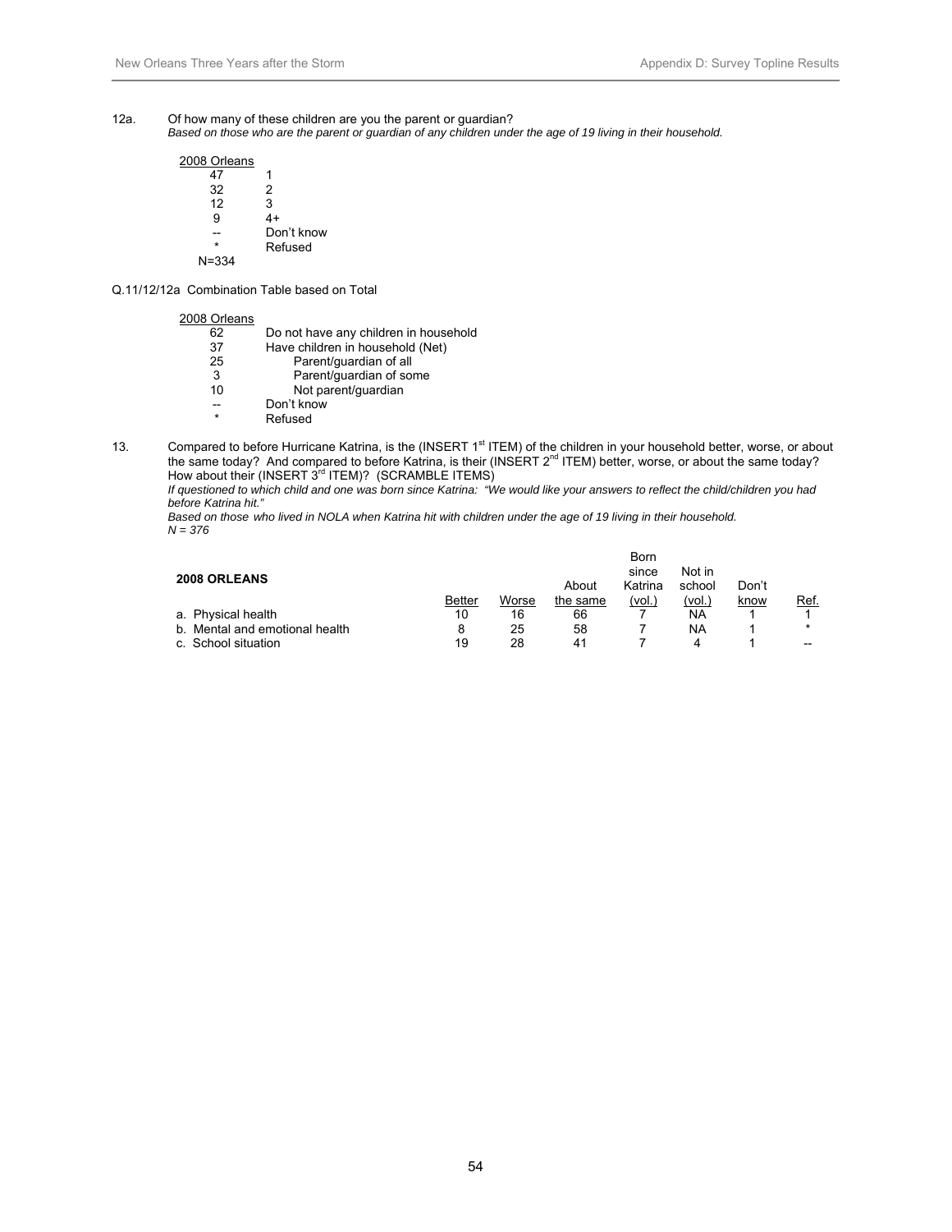12a. Of how many of these children are you the parent or guardian?
*Based on those who are the parent or guardian of any children under the age of 19 living in their household.*

| 2008 Orleans | |
|---|---|
| 47 | 1 |
| 32 | 2 |
| 12 | 3 |
| 9 | 4+ |
| -- | Don't know |
| * | Refused |
| N=334 | |

Q.11/12/12a Combination Table based on Total

| 2008 Orleans | |
|---|---|
| 62 | Do not have any children in household |
| 37 | Have children in household (Net) |
| 25 | Parent/guardian of all |
| 3 | Parent/guardian of some |
| 10 | Not parent/guardian |
| -- | Don't know |
| * | Refused |

13. Compared to before Hurricane Katrina, is the (INSERT 1st ITEM) of the children in your household better, worse, or about the same today? And compared to before Katrina, is their (INSERT 2nd ITEM) better, worse, or about the same today? How about their (INSERT 3rd ITEM)? (SCRAMBLE ITEMS)
*If questioned to which child and one was born since Katrina: "We would like your answers to reflect the child/children you had before Katrina hit."*
*Based on those who lived in NOLA when Katrina hit with children under the age of 19 living in their household.*
*N = 376*

| 2008 ORLEANS | Better | Worse | About the same | Born since Katrina (vol.) | Not in school (vol.) | Don't know | Ref. |
|---|---|---|---|---|---|---|---|
| a. Physical health | 10 | 16 | 66 | 7 | NA | 1 | 1 |
| b. Mental and emotional health | 8 | 25 | 58 | 7 | NA | 1 | * |
| c. School situation | 19 | 28 | 41 | 7 | 4 | 1 | -- |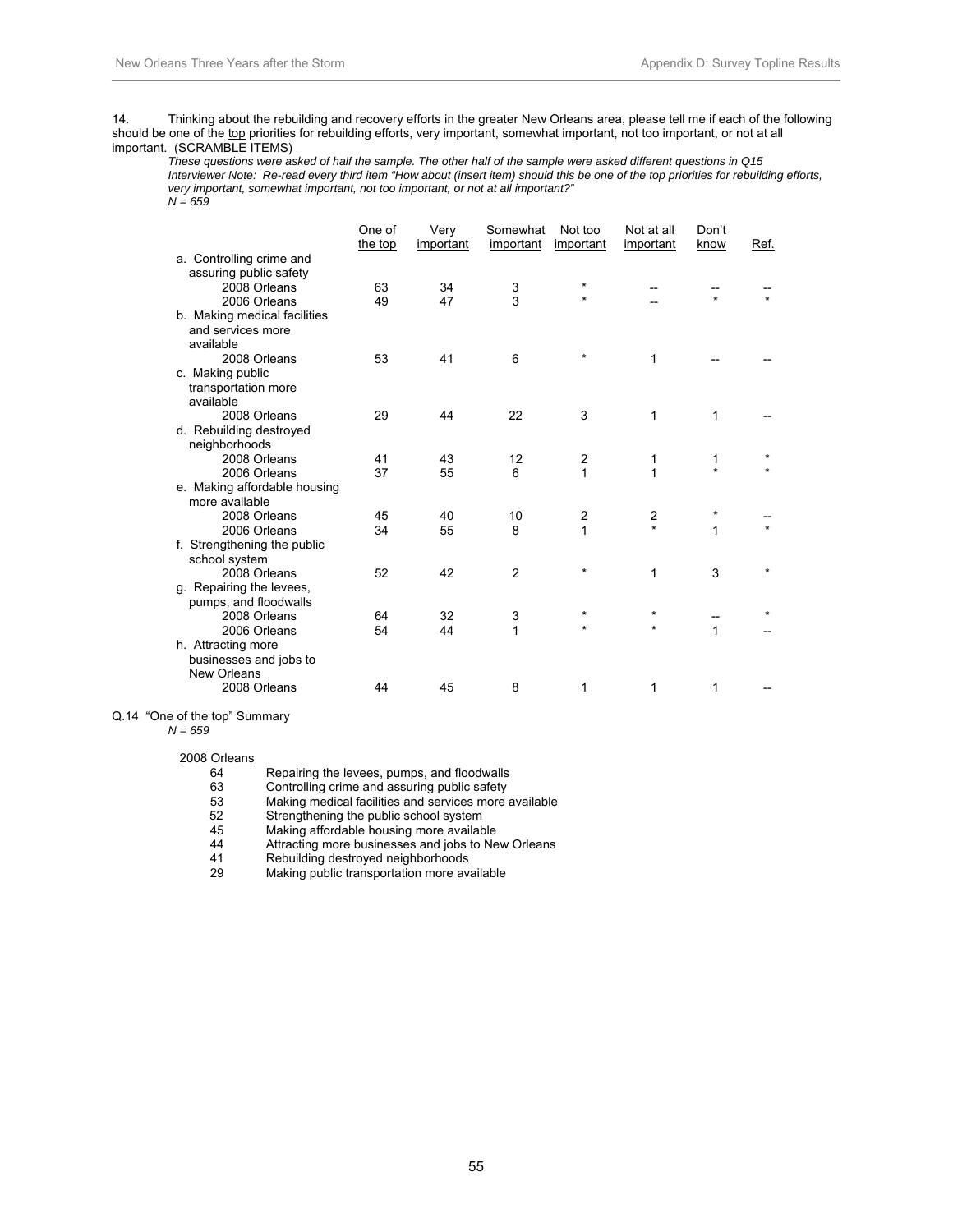14. Thinking about the rebuilding and recovery efforts in the greater New Orleans area, please tell me if each of the following should be one of the top priorities for rebuilding efforts, very important, somewhat important, not too important, or not at all important. (SCRAMBLE ITEMS)

*These questions were asked of half the sample. The other half of the sample were asked different questions in Q15*
*Interviewer Note: Re-read every third item "How about (insert item) should this be one of the top priorities for rebuilding efforts, very important, somewhat important, not too important, or not at all important?"*
*N = 659*

| | One of the top | Very important | Somewhat important | Not too important | Not at all important | Don't know | Ref. |
|---|---|---|---|---|---|---|---|
| a. Controlling crime and assuring public safety | | | | | | | |
| 2008 Orleans | 63 | 34 | 3 | * | -- | -- | -- |
| 2006 Orleans | 49 | 47 | 3 | * | -- | * | * |
| b. Making medical facilities and services more available | | | | | | | |
| 2008 Orleans | 53 | 41 | 6 | * | 1 | -- | -- |
| c. Making public transportation more available | | | | | | | |
| 2008 Orleans | 29 | 44 | 22 | 3 | 1 | 1 | -- |
| d. Rebuilding destroyed neighborhoods | | | | | | | |
| 2008 Orleans | 41 | 43 | 12 | 2 | 1 | 1 | * |
| 2006 Orleans | 37 | 55 | 6 | 1 | 1 | * | * |
| e. Making affordable housing more available | | | | | | | |
| 2008 Orleans | 45 | 40 | 10 | 2 | 2 | * | -- |
| 2006 Orleans | 34 | 55 | 8 | 1 | * | 1 | * |
| f. Strengthening the public school system | | | | | | | |
| 2008 Orleans | 52 | 42 | 2 | * | 1 | 3 | * |
| g. Repairing the levees, pumps, and floodwalls | | | | | | | |
| 2008 Orleans | 64 | 32 | 3 | * | * | -- | * |
| 2006 Orleans | 54 | 44 | 1 | * | * | 1 | -- |
| h. Attracting more businesses and jobs to New Orleans | | | | | | | |
| 2008 Orleans | 44 | 45 | 8 | 1 | 1 | 1 | -- |

Q.14 "One of the top" Summary
*N = 659*

| 2008 Orleans | |
|---|---|
| 64 | Repairing the levees, pumps, and floodwalls |
| 63 | Controlling crime and assuring public safety |
| 53 | Making medical facilities and services more available |
| 52 | Strengthening the public school system |
| 45 | Making affordable housing more available |
| 44 | Attracting more businesses and jobs to New Orleans |
| 41 | Rebuilding destroyed neighborhoods |
| 29 | Making public transportation more available |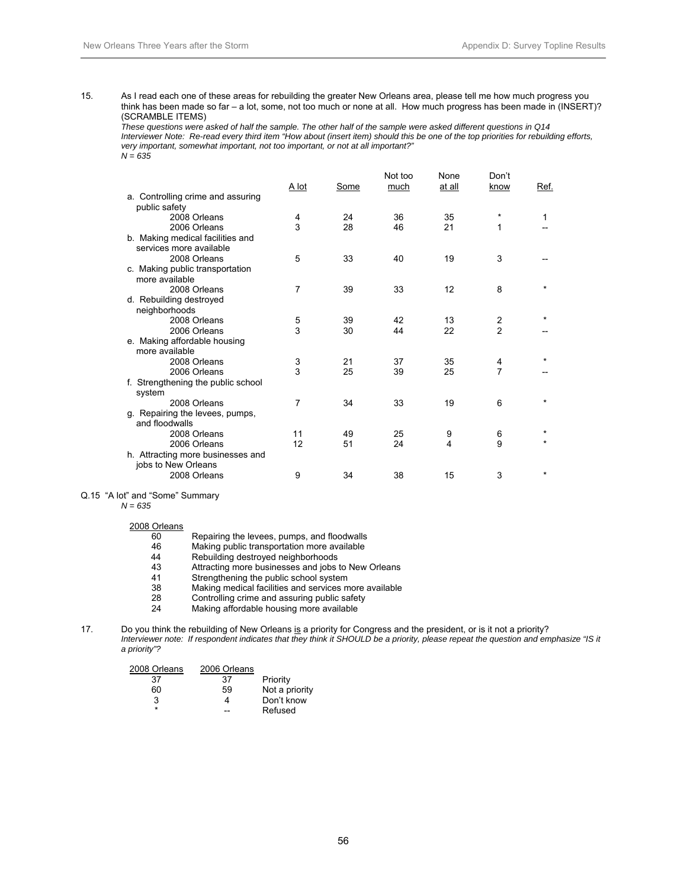15. As I read each one of these areas for rebuilding the greater New Orleans area, please tell me how much progress you think has been made so far – a lot, some, not too much or none at all. How much progress has been made in (INSERT)? (SCRAMBLE ITEMS)
*These questions were asked of half the sample. The other half of the sample were asked different questions in Q14*
*Interviewer Note: Re-read every third item "How about (insert item) should this be one of the top priorities for rebuilding efforts, very important, somewhat important, not too important, or not at all important?"*
*N = 635*

| | A lot | Some | Not too much | None at all | Don't know | Ref. |
|---|---|---|---|---|---|---|
| a. Controlling crime and assuring public safety | | | | | | |
| 2008 Orleans | 4 | 24 | 36 | 35 | * | 1 |
| 2006 Orleans | 3 | 28 | 46 | 21 | 1 | -- |
| b. Making medical facilities and services more available | | | | | | |
| 2008 Orleans | 5 | 33 | 40 | 19 | 3 | -- |
| c. Making public transportation more available | | | | | | |
| 2008 Orleans | 7 | 39 | 33 | 12 | 8 | * |
| d. Rebuilding destroyed neighborhoods | | | | | | |
| 2008 Orleans | 5 | 39 | 42 | 13 | 2 | * |
| 2006 Orleans | 3 | 30 | 44 | 22 | 2 | -- |
| e. Making affordable housing more available | | | | | | |
| 2008 Orleans | 3 | 21 | 37 | 35 | 4 | * |
| 2006 Orleans | 3 | 25 | 39 | 25 | 7 | -- |
| f. Strengthening the public school system | | | | | | |
| 2008 Orleans | 7 | 34 | 33 | 19 | 6 | * |
| g. Repairing the levees, pumps, and floodwalls | | | | | | |
| 2008 Orleans | 11 | 49 | 25 | 9 | 6 | * |
| 2006 Orleans | 12 | 51 | 24 | 4 | 9 | * |
| h. Attracting more businesses and jobs to New Orleans | | | | | | |
| 2008 Orleans | 9 | 34 | 38 | 15 | 3 | * |

Q.15 "A lot" and "Some" Summary
*N = 635*

| 2008 Orleans | |
|---|---|
| 60 | Repairing the levees, pumps, and floodwalls |
| 46 | Making public transportation more available |
| 44 | Rebuilding destroyed neighborhoods |
| 43 | Attracting more businesses and jobs to New Orleans |
| 41 | Strengthening the public school system |
| 38 | Making medical facilities and services more available |
| 28 | Controlling crime and assuring public safety |
| 24 | Making affordable housing more available |

17. Do you think the rebuilding of New Orleans is a priority for Congress and the president, or is it not a priority?
*Interviewer note: If respondent indicates that they think it SHOULD be a priority, please repeat the question and emphasize "IS it a priority"?*

| 2008 Orleans | 2006 Orleans | |
|---|---|---|
| 37 | 37 | Priority |
| 60 | 59 | Not a priority |
| 3 | 4 | Don't know |
| * | -- | Refused |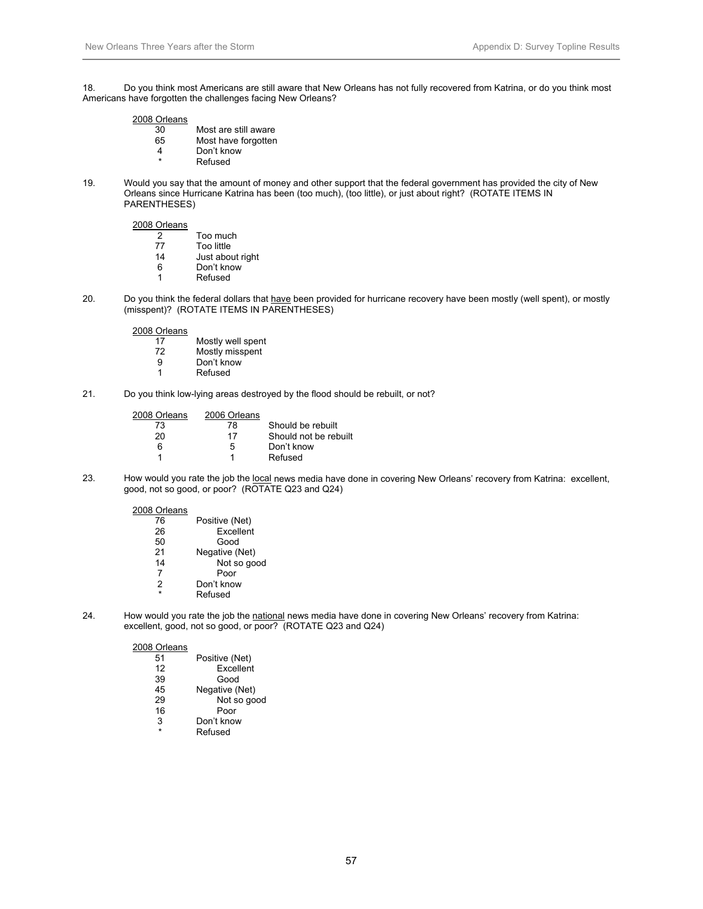18. Do you think most Americans are still aware that New Orleans has not fully recovered from Katrina, or do you think most Americans have forgotten the challenges facing New Orleans?

| 2008 Orleans | |
|---|---|
| 30 | Most are still aware |
| 65 | Most have forgotten |
| 4 | Don't know |
| * | Refused |

19. Would you say that the amount of money and other support that the federal government has provided the city of New Orleans since Hurricane Katrina has been (too much), (too little), or just about right? (ROTATE ITEMS IN PARENTHESES)

| 2008 Orleans | |
|---|---|
| 2 | Too much |
| 77 | Too little |
| 14 | Just about right |
| 6 | Don't know |
| 1 | Refused |

20. Do you think the federal dollars that <u>have</u> been provided for hurricane recovery have been mostly (well spent), or mostly (misspent)? (ROTATE ITEMS IN PARENTHESES)

| 2008 Orleans | |
|---|---|
| 17 | Mostly well spent |
| 72 | Mostly misspent |
| 9 | Don't know |
| 1 | Refused |

21. Do you think low-lying areas destroyed by the flood should be rebuilt, or not?

| 2008 Orleans | 2006 Orleans | |
|---|---|---|
| 73 | 78 | Should be rebuilt |
| 20 | 17 | Should not be rebuilt |
| 6 | 5 | Don't know |
| 1 | 1 | Refused |

23. How would you rate the job the <u>local</u> news media have done in covering New Orleans' recovery from Katrina: excellent, good, not so good, or poor? (ROTATE Q23 and Q24)

| 2008 Orleans | |
|---|---|
| 76 | Positive (Net) |
| 26 | Excellent |
| 50 | Good |
| 21 | Negative (Net) |
| 14 | Not so good |
| 7 | Poor |
| 2 | Don't know |
| * | Refused |

24. How would you rate the job the <u>national</u> news media have done in covering New Orleans' recovery from Katrina: excellent, good, not so good, or poor? (ROTATE Q23 and Q24)

| 2008 Orleans | |
|---|---|
| 51 | Positive (Net) |
| 12 | Excellent |
| 39 | Good |
| 45 | Negative (Net) |
| 29 | Not so good |
| 16 | Poor |
| 3 | Don't know |
| * | Refused |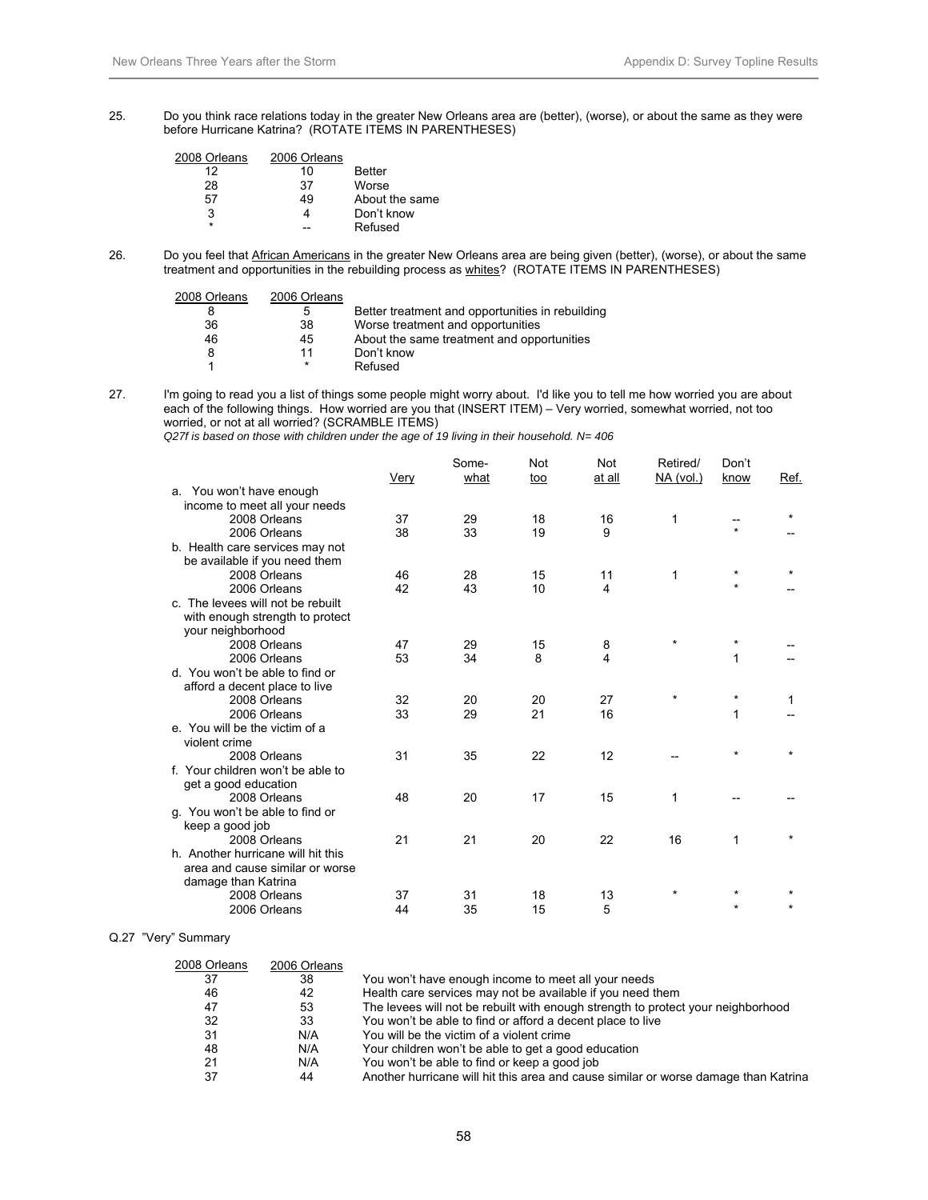25. Do you think race relations today in the greater New Orleans area are (better), (worse), or about the same as they were before Hurricane Katrina? (ROTATE ITEMS IN PARENTHESES)

| 2008 Orleans | 2006 Orleans | |
|---|---|---|
| 12 | 10 | Better |
| 28 | 37 | Worse |
| 57 | 49 | About the same |
| 3 | 4 | Don't know |
| * | -- | Refused |

26. Do you feel that African Americans in the greater New Orleans area are being given (better), (worse), or about the same treatment and opportunities in the rebuilding process as whites? (ROTATE ITEMS IN PARENTHESES)

| 2008 Orleans | 2006 Orleans | |
|---|---|---|
| 8 | 5 | Better treatment and opportunities in rebuilding |
| 36 | 38 | Worse treatment and opportunities |
| 46 | 45 | About the same treatment and opportunities |
| 8 | 11 | Don't know |
| 1 | * | Refused |

27. I'm going to read you a list of things some people might worry about. I'd like you to tell me how worried you are about each of the following things. How worried are you that (INSERT ITEM) – Very worried, somewhat worried, not too worried, or not at all worried? (SCRAMBLE ITEMS)

*Q27f is based on those with children under the age of 19 living in their household. N= 406*

| | Very | Somewhat | Not too | Not at all | Retired/ NA (vol.) | Don't know | Ref. |
|---|---|---|---|---|---|---|---|
| a. You won't have enough income to meet all your needs | | | | | | | |
| 2008 Orleans | 37 | 29 | 18 | 16 | 1 | -- | * |
| 2006 Orleans | 38 | 33 | 19 | 9 | | * | -- |
| b. Health care services may not be available if you need them | | | | | | | |
| 2008 Orleans | 46 | 28 | 15 | 11 | 1 | * | * |
| 2006 Orleans | 42 | 43 | 10 | 4 | | * | -- |
| c. The levees will not be rebuilt with enough strength to protect your neighborhood | | | | | | | |
| 2008 Orleans | 47 | 29 | 15 | 8 | * | * | -- |
| 2006 Orleans | 53 | 34 | 8 | 4 | | 1 | -- |
| d. You won't be able to find or afford a decent place to live | | | | | | | |
| 2008 Orleans | 32 | 20 | 20 | 27 | * | * | 1 |
| 2006 Orleans | 33 | 29 | 21 | 16 | | 1 | -- |
| e. You will be the victim of a violent crime | | | | | | | |
| 2008 Orleans | 31 | 35 | 22 | 12 | -- | * | * |
| f. Your children won't be able to get a good education | | | | | | | |
| 2008 Orleans | 48 | 20 | 17 | 15 | 1 | -- | -- |
| g. You won't be able to find or keep a good job | | | | | | | |
| 2008 Orleans | 21 | 21 | 20 | 22 | 16 | 1 | * |
| h. Another hurricane will hit this area and cause similar or worse damage than Katrina | | | | | | | |
| 2008 Orleans | 37 | 31 | 18 | 13 | * | * | * |
| 2006 Orleans | 44 | 35 | 15 | 5 | | * | * |

Q.27 "Very" Summary

| 2008 Orleans | 2006 Orleans | |
|---|---|---|
| 37 | 38 | You won't have enough income to meet all your needs |
| 46 | 42 | Health care services may not be available if you need them |
| 47 | 53 | The levees will not be rebuilt with enough strength to protect your neighborhood |
| 32 | 33 | You won't be able to find or afford a decent place to live |
| 31 | N/A | You will be the victim of a violent crime |
| 48 | N/A | Your children won't be able to get a good education |
| 21 | N/A | You won't be able to find or keep a good job |
| 37 | 44 | Another hurricane will hit this area and cause similar or worse damage than Katrina |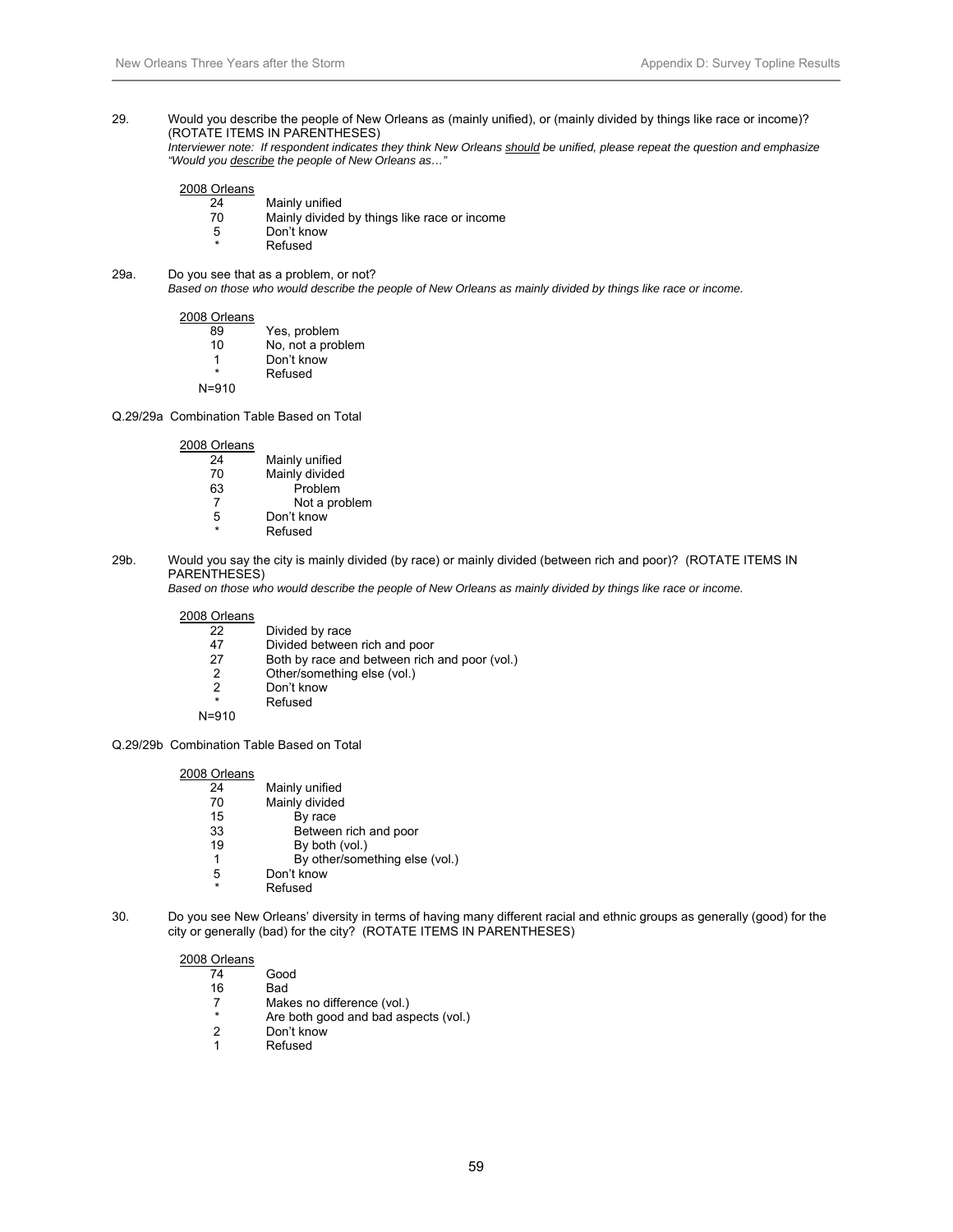29. Would you describe the people of New Orleans as (mainly unified), or (mainly divided by things like race or income)? (ROTATE ITEMS IN PARENTHESES)
*Interviewer note: If respondent indicates they think New Orleans should be unified, please repeat the question and emphasize "Would you describe the people of New Orleans as…"*

| 2008 Orleans | |
|---|---|
| 24 | Mainly unified |
| 70 | Mainly divided by things like race or income |
| 5 | Don't know |
| * | Refused |

29a. Do you see that as a problem, or not?
*Based on those who would describe the people of New Orleans as mainly divided by things like race or income.*

| 2008 Orleans | |
|---|---|
| 89 | Yes, problem |
| 10 | No, not a problem |
| 1 | Don't know |
| * | Refused |
| N=910 | |

Q.29/29a Combination Table Based on Total

| 2008 Orleans | |
|---|---|
| 24 | Mainly unified |
| 70 | Mainly divided |
| 63 | Problem |
| 7 | Not a problem |
| 5 | Don't know |
| * | Refused |

29b. Would you say the city is mainly divided (by race) or mainly divided (between rich and poor)? (ROTATE ITEMS IN PARENTHESES)
*Based on those who would describe the people of New Orleans as mainly divided by things like race or income.*

| 2008 Orleans | |
|---|---|
| 22 | Divided by race |
| 47 | Divided between rich and poor |
| 27 | Both by race and between rich and poor (vol.) |
| 2 | Other/something else (vol.) |
| 2 | Don't know |
| * | Refused |
| N=910 | |

Q.29/29b Combination Table Based on Total

| 2008 Orleans | |
|---|---|
| 24 | Mainly unified |
| 70 | Mainly divided |
| 15 | By race |
| 33 | Between rich and poor |
| 19 | By both (vol.) |
| 1 | By other/something else (vol.) |
| 5 | Don't know |
| * | Refused |

30. Do you see New Orleans' diversity in terms of having many different racial and ethnic groups as generally (good) for the city or generally (bad) for the city? (ROTATE ITEMS IN PARENTHESES)

| 2008 Orleans | |
|---|---|
| 74 | Good |
| 16 | Bad |
| 7 | Makes no difference (vol.) |
| * | Are both good and bad aspects (vol.) |
| 2 | Don't know |
| 1 | Refused |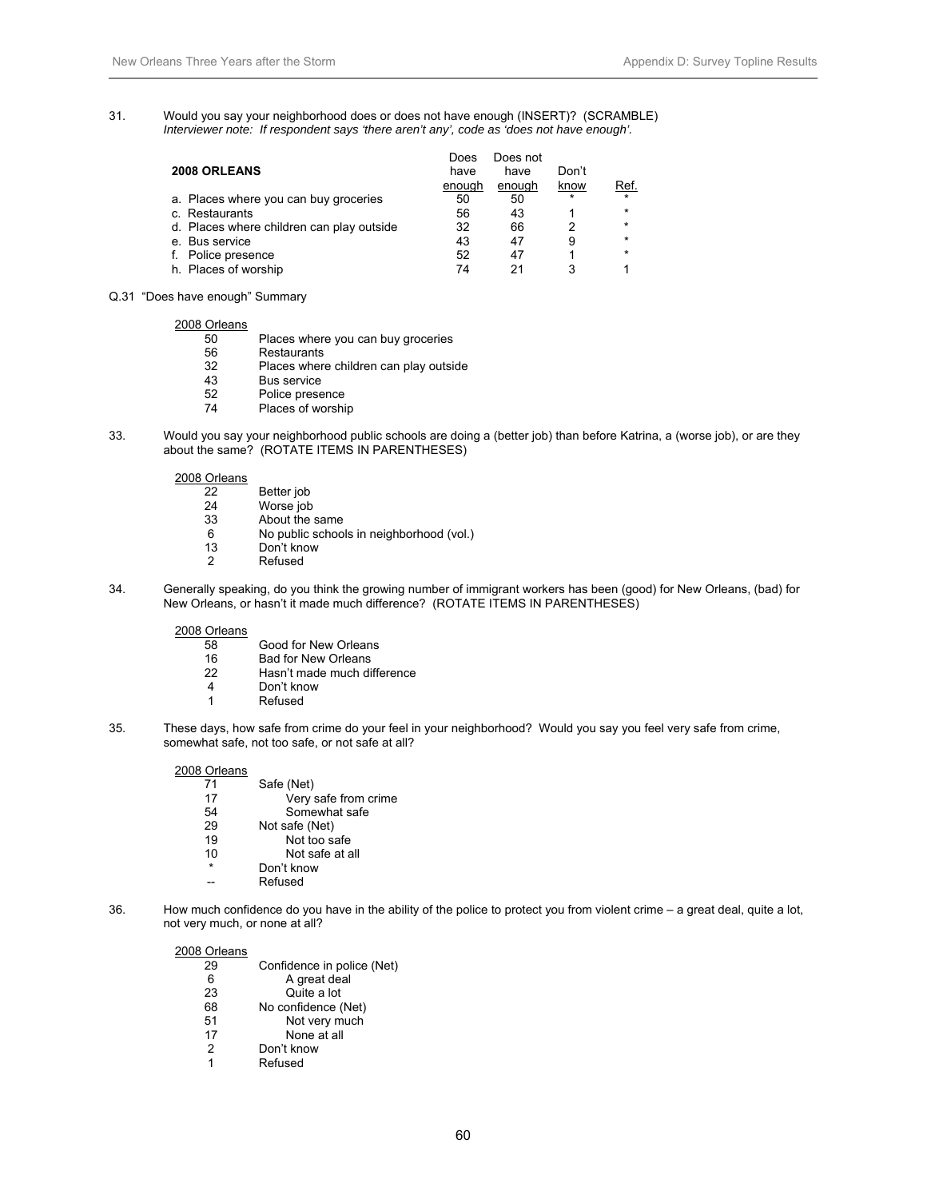31. Would you say your neighborhood does or does not have enough (INSERT)? (SCRAMBLE)
*Interviewer note: If respondent says 'there aren't any', code as 'does not have enough'.*

| 2008 ORLEANS | Does have enough | Does not have enough | Don't know | Ref. |
|---|---|---|---|---|
| a. Places where you can buy groceries | 50 | 50 | * | * |
| c. Restaurants | 56 | 43 | 1 | * |
| d. Places where children can play outside | 32 | 66 | 2 | * |
| e. Bus service | 43 | 47 | 9 | * |
| f. Police presence | 52 | 47 | 1 | * |
| h. Places of worship | 74 | 21 | 3 | 1 |

Q.31 "Does have enough" Summary

| 2008 Orleans | |
|---|---|
| 50 | Places where you can buy groceries |
| 56 | Restaurants |
| 32 | Places where children can play outside |
| 43 | Bus service |
| 52 | Police presence |
| 74 | Places of worship |

33. Would you say your neighborhood public schools are doing a (better job) than before Katrina, a (worse job), or are they about the same? (ROTATE ITEMS IN PARENTHESES)

| 2008 Orleans | |
|---|---|
| 22 | Better job |
| 24 | Worse job |
| 33 | About the same |
| 6 | No public schools in neighborhood (vol.) |
| 13 | Don't know |
| 2 | Refused |

34. Generally speaking, do you think the growing number of immigrant workers has been (good) for New Orleans, (bad) for New Orleans, or hasn't it made much difference? (ROTATE ITEMS IN PARENTHESES)

| 2008 Orleans | |
|---|---|
| 58 | Good for New Orleans |
| 16 | Bad for New Orleans |
| 22 | Hasn't made much difference |
| 4 | Don't know |
| 1 | Refused |

35. These days, how safe from crime do your feel in your neighborhood? Would you say you feel very safe from crime, somewhat safe, not too safe, or not safe at all?

| 2008 Orleans | |
|---|---|
| 71 | Safe (Net) |
| 17 | Very safe from crime |
| 54 | Somewhat safe |
| 29 | Not safe (Net) |
| 19 | Not too safe |
| 10 | Not safe at all |
| * | Don't know |
| -- | Refused |

36. How much confidence do you have in the ability of the police to protect you from violent crime – a great deal, quite a lot, not very much, or none at all?

| 2008 Orleans | |
|---|---|
| 29 | Confidence in police (Net) |
| 6 | A great deal |
| 23 | Quite a lot |
| 68 | No confidence (Net) |
| 51 | Not very much |
| 17 | None at all |
| 2 | Don't know |
| 1 | Refused |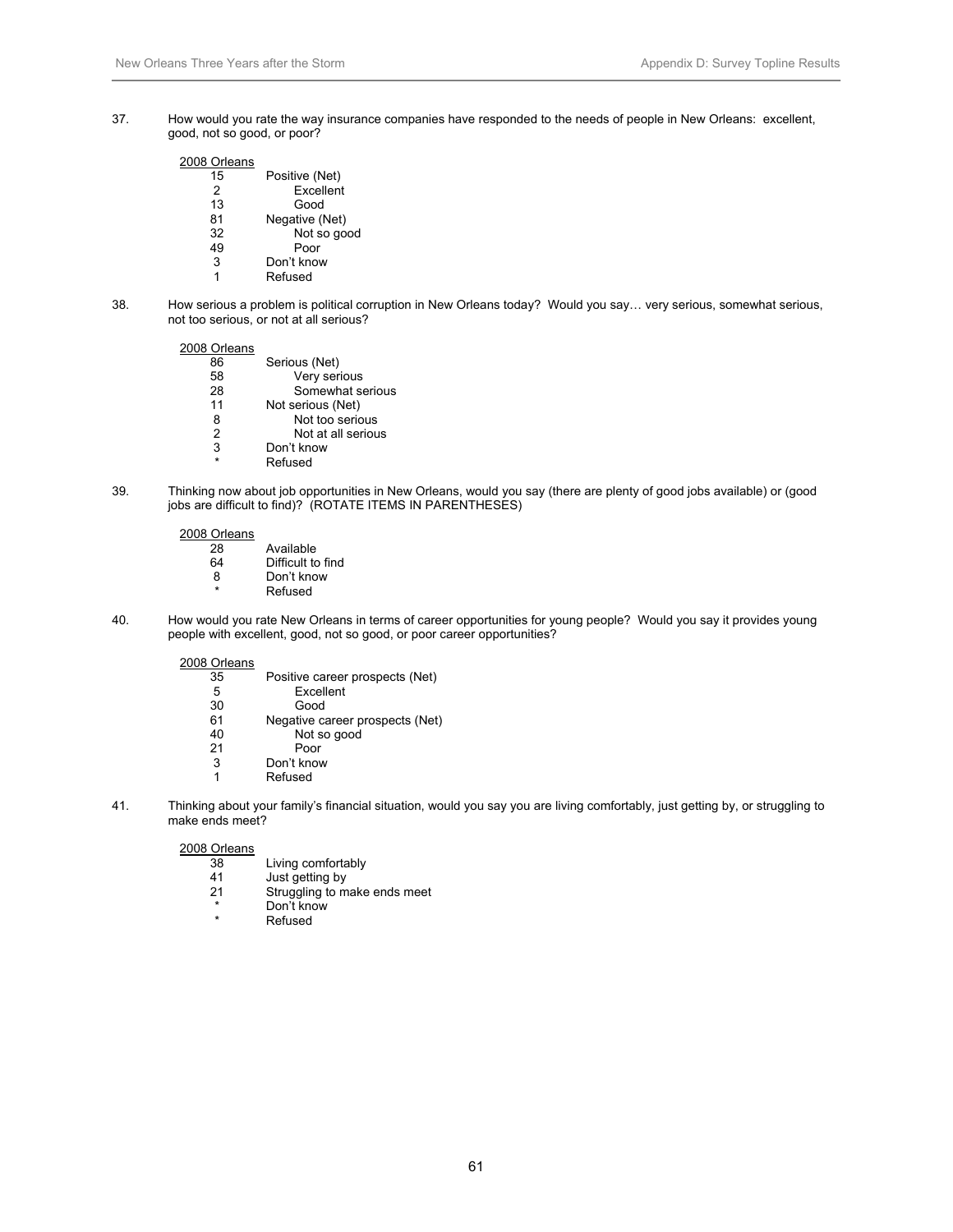37. How would you rate the way insurance companies have responded to the needs of people in New Orleans: excellent, good, not so good, or poor?

| 2008 Orleans | |
|---|---|
| 15 | Positive (Net) |
| 2 | Excellent |
| 13 | Good |
| 81 | Negative (Net) |
| 32 | Not so good |
| 49 | Poor |
| 3 | Don't know |
| 1 | Refused |

38. How serious a problem is political corruption in New Orleans today? Would you say… very serious, somewhat serious, not too serious, or not at all serious?

| 2008 Orleans | |
|---|---|
| 86 | Serious (Net) |
| 58 | Very serious |
| 28 | Somewhat serious |
| 11 | Not serious (Net) |
| 8 | Not too serious |
| 2 | Not at all serious |
| 3 | Don't know |
| * | Refused |

39. Thinking now about job opportunities in New Orleans, would you say (there are plenty of good jobs available) or (good jobs are difficult to find)? (ROTATE ITEMS IN PARENTHESES)

| 2008 Orleans | |
|---|---|
| 28 | Available |
| 64 | Difficult to find |
| 8 | Don't know |
| * | Refused |

40. How would you rate New Orleans in terms of career opportunities for young people? Would you say it provides young people with excellent, good, not so good, or poor career opportunities?

| 2008 Orleans | |
|---|---|
| 35 | Positive career prospects (Net) |
| 5 | Excellent |
| 30 | Good |
| 61 | Negative career prospects (Net) |
| 40 | Not so good |
| 21 | Poor |
| 3 | Don't know |
| 1 | Refused |

41. Thinking about your family's financial situation, would you say you are living comfortably, just getting by, or struggling to make ends meet?

| 2008 Orleans | |
|---|---|
| 38 | Living comfortably |
| 41 | Just getting by |
| 21 | Struggling to make ends meet |
| * | Don't know |
| * | Refused |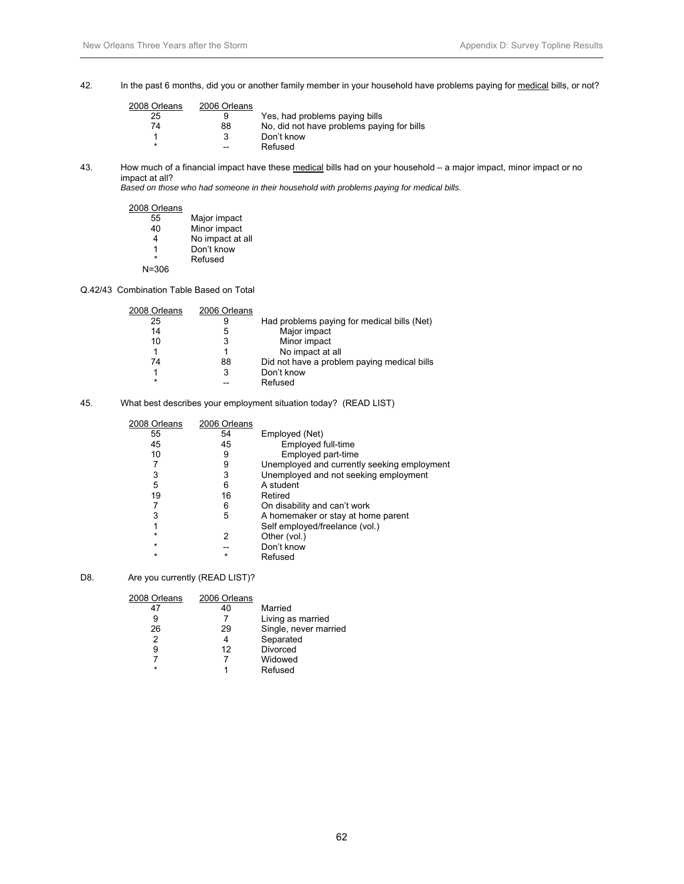42. In the past 6 months, did you or another family member in your household have problems paying for <u>medical</u> bills, or not?

| 2008 Orleans | 2006 Orleans | |
|---|---|---|
| 25 | 9 | Yes, had problems paying bills |
| 74 | 88 | No, did not have problems paying for bills |
| 1 | 3 | Don't know |
| * | -- | Refused |

43. How much of a financial impact have these <u>medical</u> bills had on your household – a major impact, minor impact or no impact at all?
*Based on those who had someone in their household with problems paying for medical bills.*

| 2008 Orleans | |
|---|---|
| 55 | Major impact |
| 40 | Minor impact |
| 4 | No impact at all |
| 1 | Don't know |
| * | Refused |
| N=306 | |

Q.42/43 Combination Table Based on Total

| 2008 Orleans | 2006 Orleans | |
|---|---|---|
| 25 | 9 | Had problems paying for medical bills (Net) |
| 14 | 5 | Major impact |
| 10 | 3 | Minor impact |
| 1 | 1 | No impact at all |
| 74 | 88 | Did not have a problem paying medical bills |
| 1 | 3 | Don't know |
| * | -- | Refused |

45. What best describes your employment situation today? (READ LIST)

| 2008 Orleans | 2006 Orleans | |
|---|---|---|
| 55 | 54 | Employed (Net) |
| 45 | 45 | Employed full-time |
| 10 | 9 | Employed part-time |
| 7 | 9 | Unemployed and currently seeking employment |
| 3 | 3 | Unemployed and not seeking employment |
| 5 | 6 | A student |
| 19 | 16 | Retired |
| 7 | 6 | On disability and can't work |
| 3 | 5 | A homemaker or stay at home parent |
| 1 | | Self employed/freelance (vol.) |
| * | 2 | Other (vol.) |
| * | -- | Don't know |
| * | * | Refused |

D8. Are you currently (READ LIST)?

| 2008 Orleans | 2006 Orleans | |
|---|---|---|
| 47 | 40 | Married |
| 9 | 7 | Living as married |
| 26 | 29 | Single, never married |
| 2 | 4 | Separated |
| 9 | 12 | Divorced |
| 7 | 7 | Widowed |
| * | 1 | Refused |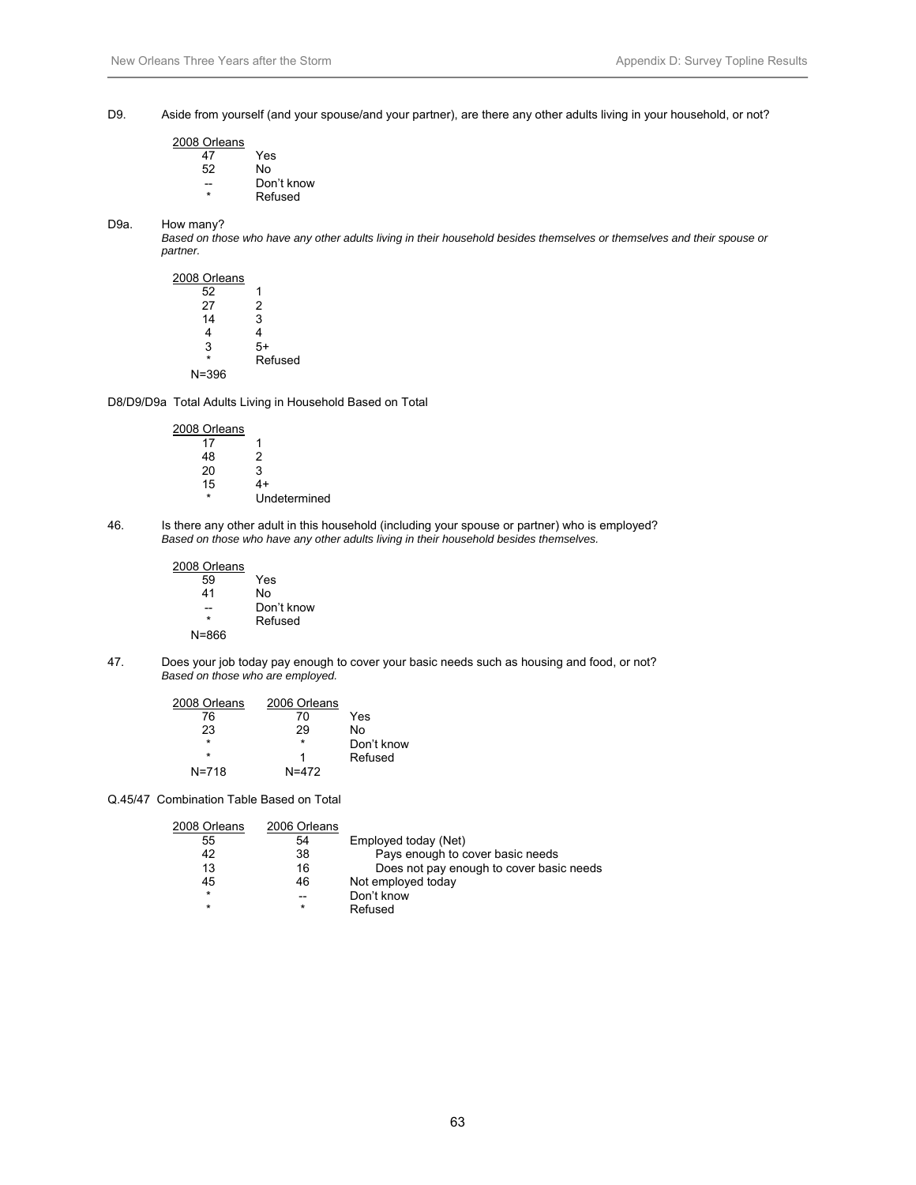D9. Aside from yourself (and your spouse/and your partner), are there any other adults living in your household, or not?

| 2008 Orleans | |
|---|---|
| 47 | Yes |
| 52 | No |
| -- | Don't know |
| * | Refused |

D9a. How many?
*Based on those who have any other adults living in their household besides themselves or themselves and their spouse or partner.*

| 2008 Orleans | |
|---|---|
| 52 | 1 |
| 27 | 2 |
| 14 | 3 |
| 4 | 4 |
| 3 | 5+ |
| * | Refused |
| N=396 | |

D8/D9/D9a Total Adults Living in Household Based on Total

| 2008 Orleans | |
|---|---|
| 17 | 1 |
| 48 | 2 |
| 20 | 3 |
| 15 | 4+ |
| * | Undetermined |

46. Is there any other adult in this household (including your spouse or partner) who is employed?
*Based on those who have any other adults living in their household besides themselves.*

| 2008 Orleans | |
|---|---|
| 59 | Yes |
| 41 | No |
| -- | Don't know |
| * | Refused |
| N=866 | |

47. Does your job today pay enough to cover your basic needs such as housing and food, or not?
*Based on those who are employed.*

| 2008 Orleans | 2006 Orleans | |
|---|---|---|
| 76 | 70 | Yes |
| 23 | 29 | No |
| * | * | Don't know |
| * | 1 | Refused |
| N=718 | N=472 | |

Q.45/47 Combination Table Based on Total

| 2008 Orleans | 2006 Orleans | |
|---|---|---|
| 55 | 54 | Employed today (Net) |
| 42 | 38 | Pays enough to cover basic needs |
| 13 | 16 | Does not pay enough to cover basic needs |
| 45 | 46 | Not employed today |
| * | -- | Don't know |
| * | * | Refused |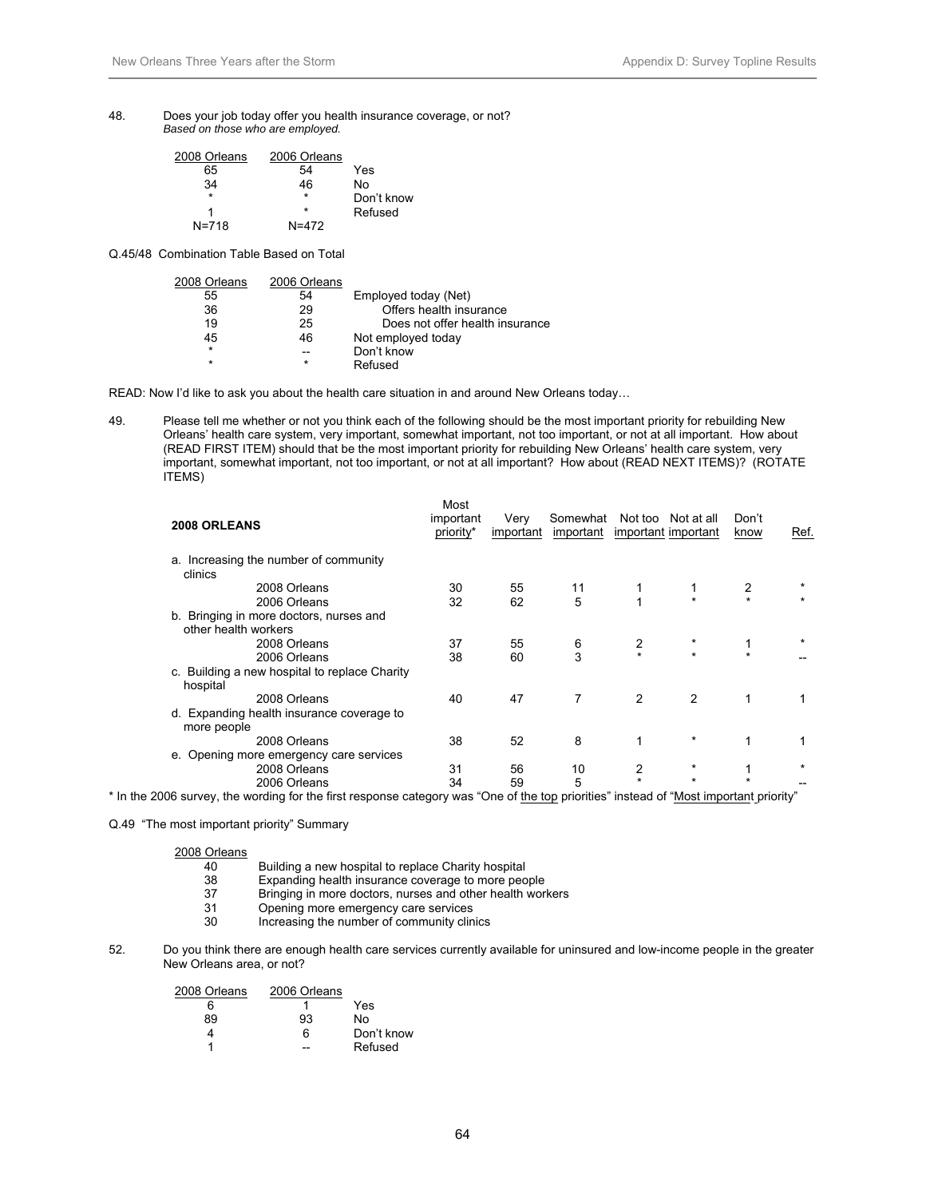48. Does your job today offer you health insurance coverage, or not?
*Based on those who are employed.*

| 2008 Orleans | 2006 Orleans | |
|---|---|---|
| 65 | 54 | Yes |
| 34 | 46 | No |
| * | * | Don't know |
| 1 | * | Refused |
| N=718 | N=472 | |

Q.45/48 Combination Table Based on Total

| 2008 Orleans | 2006 Orleans | |
|---|---|---|
| 55 | 54 | Employed today (Net) |
| 36 | 29 | Offers health insurance |
| 19 | 25 | Does not offer health insurance |
| 45 | 46 | Not employed today |
| * | -- | Don't know |
| * | * | Refused |

READ: Now I'd like to ask you about the health care situation in and around New Orleans today…

49. Please tell me whether or not you think each of the following should be the most important priority for rebuilding New Orleans' health care system, very important, somewhat important, not too important, or not at all important. How about (READ FIRST ITEM) should that be the most important priority for rebuilding New Orleans' health care system, very important, somewhat important, not too important, or not at all important? How about (READ NEXT ITEMS)? (ROTATE ITEMS)

| **2008 ORLEANS** | Most important priority* | Very important | Somewhat important | Not too important | Not at all important | Don't know | Ref. |
|---|---|---|---|---|---|---|---|
| a. Increasing the number of community clinics | | | | | | | |
| 2008 Orleans | 30 | 55 | 11 | 1 | 1 | 2 | * |
| 2006 Orleans | 32 | 62 | 5 | 1 | * | * | * |
| b. Bringing in more doctors, nurses and other health workers | | | | | | | |
| 2008 Orleans | 37 | 55 | 6 | 2 | * | 1 | * |
| 2006 Orleans | 38 | 60 | 3 | * | * | * | -- |
| c. Building a new hospital to replace Charity hospital | | | | | | | |
| 2008 Orleans | 40 | 47 | 7 | 2 | 2 | 1 | 1 |
| d. Expanding health insurance coverage to more people | | | | | | | |
| 2008 Orleans | 38 | 52 | 8 | 1 | * | 1 | 1 |
| e. Opening more emergency care services | | | | | | | |
| 2008 Orleans | 31 | 56 | 10 | 2 | * | 1 | * |
| 2006 Orleans | 34 | 59 | 5 | * | * | * | -- |

* In the 2006 survey, the wording for the first response category was "One of the top priorities" instead of "Most important priority"

Q.49 "The most important priority" Summary

| 2008 Orleans | |
|---|---|
| 40 | Building a new hospital to replace Charity hospital |
| 38 | Expanding health insurance coverage to more people |
| 37 | Bringing in more doctors, nurses and other health workers |
| 31 | Opening more emergency care services |
| 30 | Increasing the number of community clinics |

52. Do you think there are enough health care services currently available for uninsured and low-income people in the greater New Orleans area, or not?

| 2008 Orleans | 2006 Orleans | |
|---|---|---|
| 6 | 1 | Yes |
| 89 | 93 | No |
| 4 | 6 | Don't know |
| 1 | -- | Refused |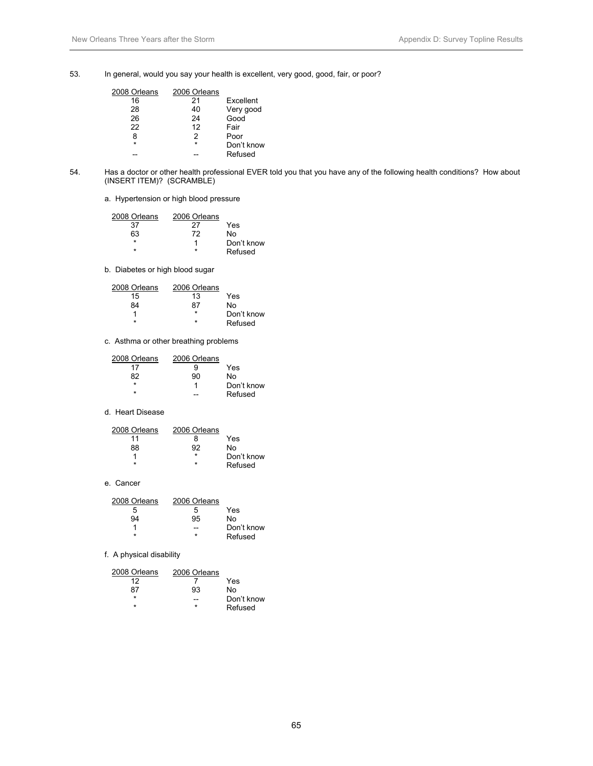53. In general, would you say your health is excellent, very good, good, fair, or poor?

| 2008 Orleans | 2006 Orleans | |
|---|---|---|
| 16 | 21 | Excellent |
| 28 | 40 | Very good |
| 26 | 24 | Good |
| 22 | 12 | Fair |
| 8 | 2 | Poor |
| * | * | Don't know |
| -- | -- | Refused |

54. Has a doctor or other health professional EVER told you that you have any of the following health conditions? How about (INSERT ITEM)? (SCRAMBLE)

a. Hypertension or high blood pressure

| 2008 Orleans | 2006 Orleans | |
|---|---|---|
| 37 | 27 | Yes |
| 63 | 72 | No |
| * | 1 | Don't know |
| * | * | Refused |

b. Diabetes or high blood sugar

| 2008 Orleans | 2006 Orleans | |
|---|---|---|
| 15 | 13 | Yes |
| 84 | 87 | No |
| 1 | * | Don't know |
| * | * | Refused |

c. Asthma or other breathing problems

| 2008 Orleans | 2006 Orleans | |
|---|---|---|
| 17 | 9 | Yes |
| 82 | 90 | No |
| * | 1 | Don't know |
| * | -- | Refused |

d. Heart Disease

| 2008 Orleans | 2006 Orleans | |
|---|---|---|
| 11 | 8 | Yes |
| 88 | 92 | No |
| 1 | * | Don't know |
| * | * | Refused |

e. Cancer

| 2008 Orleans | 2006 Orleans | |
|---|---|---|
| 5 | 5 | Yes |
| 94 | 95 | No |
| 1 | -- | Don't know |
| * | * | Refused |

f. A physical disability

| 2008 Orleans | 2006 Orleans | |
|---|---|---|
| 12 | 7 | Yes |
| 87 | 93 | No |
| * | -- | Don't know |
| * | * | Refused |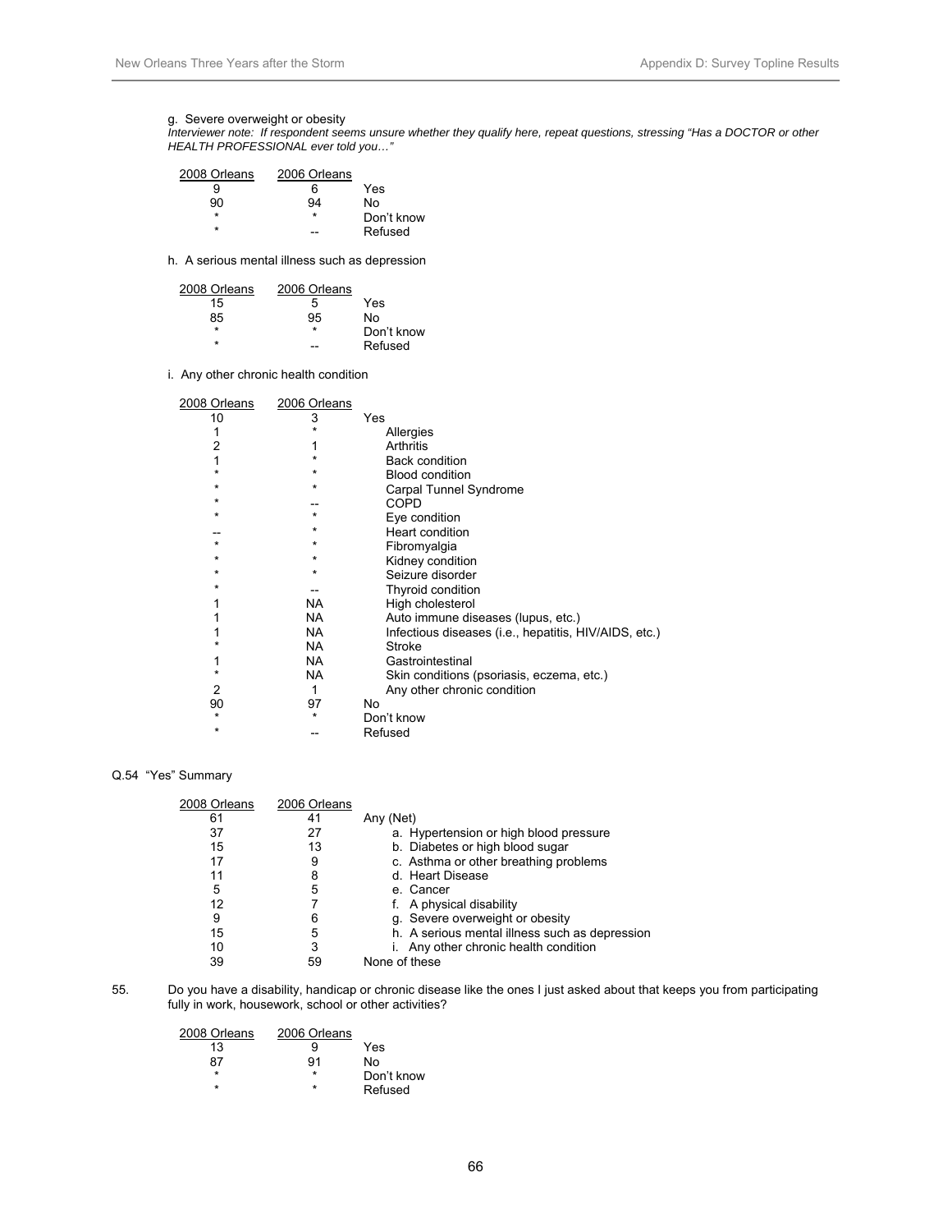g. Severe overweight or obesity

*Interviewer note: If respondent seems unsure whether they qualify here, repeat questions, stressing "Has a DOCTOR or other HEALTH PROFESSIONAL ever told you…"*

| 2008 Orleans | 2006 Orleans | |
|---|---|---|
| 9 | 6 | Yes |
| 90 | 94 | No |
| * | * | Don't know |
| * | -- | Refused |

h. A serious mental illness such as depression

| 2008 Orleans | 2006 Orleans | |
|---|---|---|
| 15 | 5 | Yes |
| 85 | 95 | No |
| * | * | Don't know |
| * | -- | Refused |

i. Any other chronic health condition

| 2008 Orleans | 2006 Orleans | |
|---|---|---|
| 10 | 3 | Yes |
| 1 | * | Allergies |
| 2 | 1 | Arthritis |
| 1 | * | Back condition |
| * | * | Blood condition |
| * | * | Carpal Tunnel Syndrome |
| * | -- | COPD |
| * | * | Eye condition |
| -- | * | Heart condition |
| * | * | Fibromyalgia |
| * | * | Kidney condition |
| * | * | Seizure disorder |
| * | -- | Thyroid condition |
| 1 | NA | High cholesterol |
| 1 | NA | Auto immune diseases (lupus, etc.) |
| 1 | NA | Infectious diseases (i.e., hepatitis, HIV/AIDS, etc.) |
| * | NA | Stroke |
| 1 | NA | Gastrointestinal |
| * | NA | Skin conditions (psoriasis, eczema, etc.) |
| 2 | 1 | Any other chronic condition |
| 90 | 97 | No |
| * | * | Don't know |
| * | -- | Refused |

Q.54 "Yes" Summary

| 2008 Orleans | 2006 Orleans | |
|---|---|---|
| 61 | 41 | Any (Net) |
| 37 | 27 | a. Hypertension or high blood pressure |
| 15 | 13 | b. Diabetes or high blood sugar |
| 17 | 9 | c. Asthma or other breathing problems |
| 11 | 8 | d. Heart Disease |
| 5 | 5 | e. Cancer |
| 12 | 7 | f. A physical disability |
| 9 | 6 | g. Severe overweight or obesity |
| 15 | 5 | h. A serious mental illness such as depression |
| 10 | 3 | i. Any other chronic health condition |
| 39 | 59 | None of these |

55. Do you have a disability, handicap or chronic disease like the ones I just asked about that keeps you from participating fully in work, housework, school or other activities?

| 2008 Orleans | 2006 Orleans | |
|---|---|---|
| 13 | 9 | Yes |
| 87 | 91 | No |
| * | * | Don't know |
| * | * | Refused |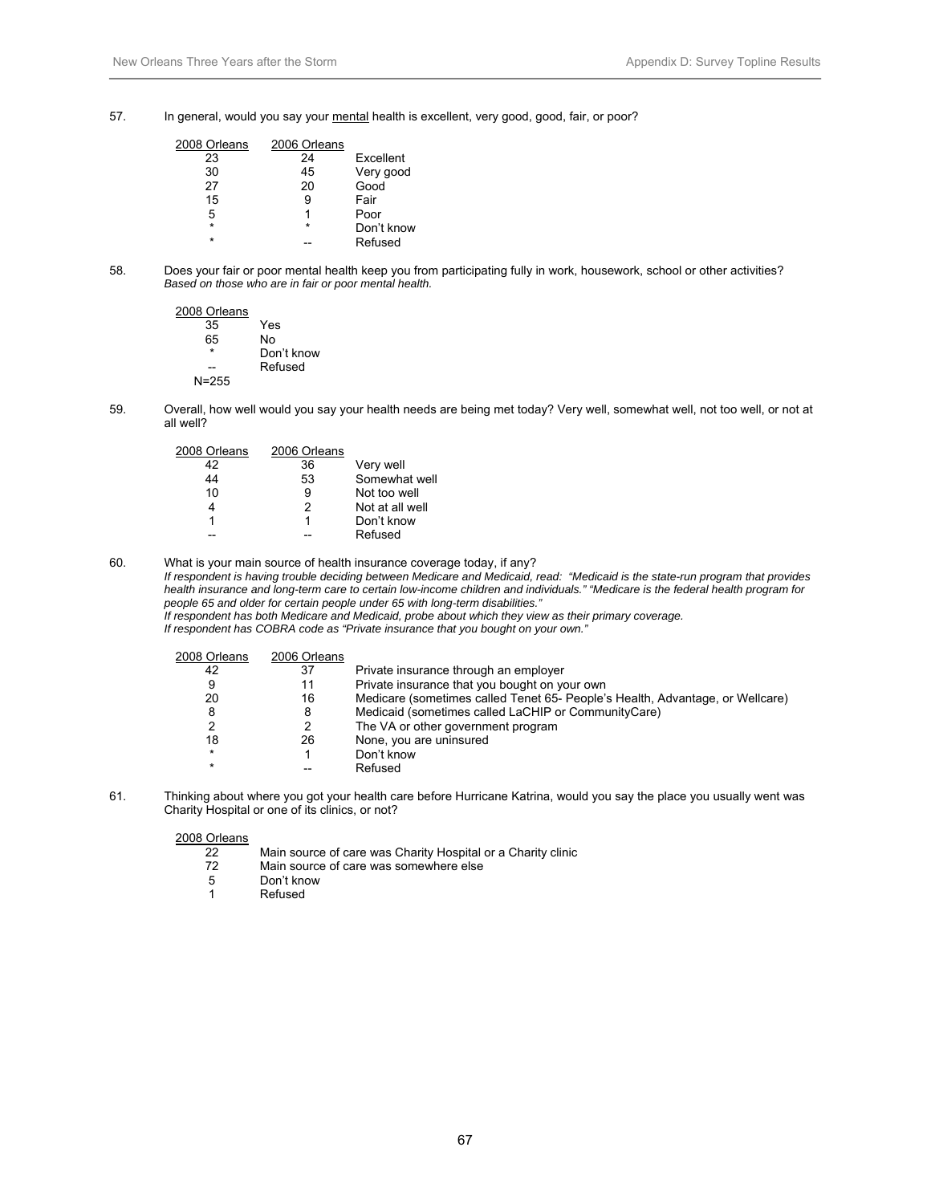57. In general, would you say your mental health is excellent, very good, good, fair, or poor?

| 2008 Orleans | 2006 Orleans | |
|---|---|---|
| 23 | 24 | Excellent |
| 30 | 45 | Very good |
| 27 | 20 | Good |
| 15 | 9 | Fair |
| 5 | 1 | Poor |
| * | * | Don't know |
| * | -- | Refused |

58. Does your fair or poor mental health keep you from participating fully in work, housework, school or other activities?
*Based on those who are in fair or poor mental health.*

| 2008 Orleans | |
|---|---|
| 35 | Yes |
| 65 | No |
| * | Don't know |
| -- | Refused |
| N=255 | |

59. Overall, how well would you say your health needs are being met today? Very well, somewhat well, not too well, or not at all well?

| 2008 Orleans | 2006 Orleans | |
|---|---|---|
| 42 | 36 | Very well |
| 44 | 53 | Somewhat well |
| 10 | 9 | Not too well |
| 4 | 2 | Not at all well |
| 1 | 1 | Don't know |
| -- | -- | Refused |

60. What is your main source of health insurance coverage today, if any?
*If respondent is having trouble deciding between Medicare and Medicaid, read: "Medicaid is the state-run program that provides health insurance and long-term care to certain low-income children and individuals." "Medicare is the federal health program for people 65 and older for certain people under 65 with long-term disabilities."*
*If respondent has both Medicare and Medicaid, probe about which they view as their primary coverage.*
*If respondent has COBRA code as "Private insurance that you bought on your own."*

| 2008 Orleans | 2006 Orleans | |
|---|---|---|
| 42 | 37 | Private insurance through an employer |
| 9 | 11 | Private insurance that you bought on your own |
| 20 | 16 | Medicare (sometimes called Tenet 65- People's Health, Advantage, or Wellcare) |
| 8 | 8 | Medicaid (sometimes called LaCHIP or CommunityCare) |
| 2 | 2 | The VA or other government program |
| 18 | 26 | None, you are uninsured |
| * | 1 | Don't know |
| * | -- | Refused |

61. Thinking about where you got your health care before Hurricane Katrina, would you say the place you usually went was Charity Hospital or one of its clinics, or not?

| 2008 Orleans | |
|---|---|
| 22 | Main source of care was Charity Hospital or a Charity clinic |
| 72 | Main source of care was somewhere else |
| 5 | Don't know |
| 1 | Refused |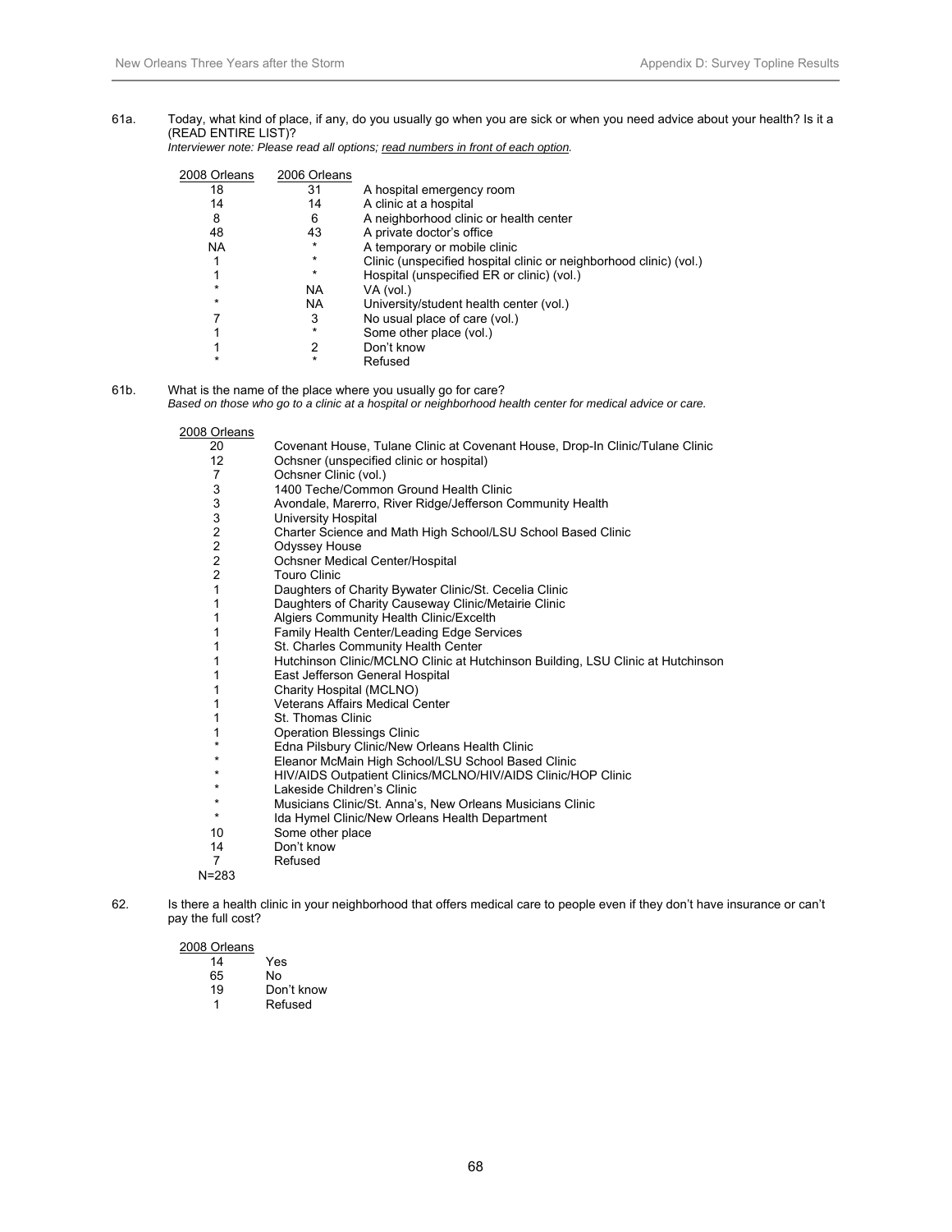61a. Today, what kind of place, if any, do you usually go when you are sick or when you need advice about your health? Is it a (READ ENTIRE LIST)?

*Interviewer note: Please read all options; read numbers in front of each option.*

| 2008 Orleans | 2006 Orleans | |
|---|---|---|
| 18 | 31 | A hospital emergency room |
| 14 | 14 | A clinic at a hospital |
| 8 | 6 | A neighborhood clinic or health center |
| 48 | 43 | A private doctor's office |
| NA | * | A temporary or mobile clinic |
| 1 | * | Clinic (unspecified hospital clinic or neighborhood clinic) (vol.) |
| 1 | * | Hospital (unspecified ER or clinic) (vol.) |
| * | NA | VA (vol.) |
| * | NA | University/student health center (vol.) |
| 7 | 3 | No usual place of care (vol.) |
| 1 | * | Some other place (vol.) |
| 1 | 2 | Don't know |
| * | * | Refused |

61b. What is the name of the place where you usually go for care?

*Based on those who go to a clinic at a hospital or neighborhood health center for medical advice or care.*

| 2008 Orleans | |
|---|---|
| 20 | Covenant House, Tulane Clinic at Covenant House, Drop-In Clinic/Tulane Clinic |
| 12 | Ochsner (unspecified clinic or hospital) |
| 7 | Ochsner Clinic (vol.) |
| 3 | 1400 Teche/Common Ground Health Clinic |
| 3 | Avondale, Marerro, River Ridge/Jefferson Community Health |
| 3 | University Hospital |
| 2 | Charter Science and Math High School/LSU School Based Clinic |
| 2 | Odyssey House |
| 2 | Ochsner Medical Center/Hospital |
| 2 | Touro Clinic |
| 1 | Daughters of Charity Bywater Clinic/St. Cecelia Clinic |
| 1 | Daughters of Charity Causeway Clinic/Metairie Clinic |
| 1 | Algiers Community Health Clinic/Excelth |
| 1 | Family Health Center/Leading Edge Services |
| 1 | St. Charles Community Health Center |
| 1 | Hutchinson Clinic/MCLNO Clinic at Hutchinson Building, LSU Clinic at Hutchinson |
| 1 | East Jefferson General Hospital |
| 1 | Charity Hospital (MCLNO) |
| 1 | Veterans Affairs Medical Center |
| 1 | St. Thomas Clinic |
| 1 | Operation Blessings Clinic |
| * | Edna Pilsbury Clinic/New Orleans Health Clinic |
| * | Eleanor McMain High School/LSU School Based Clinic |
| * | HIV/AIDS Outpatient Clinics/MCLNO/HIV/AIDS Clinic/HOP Clinic |
| * | Lakeside Children's Clinic |
| * | Musicians Clinic/St. Anna's, New Orleans Musicians Clinic |
| * | Ida Hymel Clinic/New Orleans Health Department |
| 10 | Some other place |
| 14 | Don't know |
| 7 | Refused |
| N=283 | |

62. Is there a health clinic in your neighborhood that offers medical care to people even if they don't have insurance or can't pay the full cost?

| 2008 Orleans | |
|---|---|
| 14 | Yes |
| 65 | No |
| 19 | Don't know |
| 1 | Refused |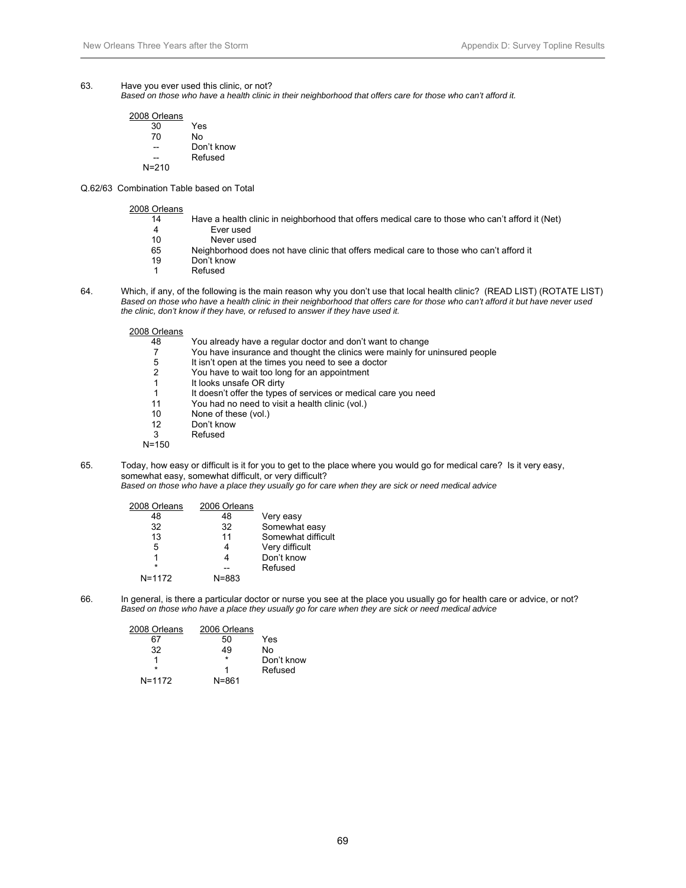63. Have you ever used this clinic, or not?

*Based on those who have a health clinic in their neighborhood that offers care for those who can't afford it.*

| 2008 Orleans | |
|---|---|
| 30 | Yes |
| 70 | No |
| -- | Don't know |
| -- | Refused |
| N=210 | |

Q.62/63 Combination Table based on Total

| 2008 Orleans | |
|---|---|
| 14 | Have a health clinic in neighborhood that offers medical care to those who can't afford it (Net) |
| 4 | Ever used |
| 10 | Never used |
| 65 | Neighborhood does not have clinic that offers medical care to those who can't afford it |
| 19 | Don't know |
| 1 | Refused |

64. Which, if any, of the following is the main reason why you don't use that local health clinic? (READ LIST) (ROTATE LIST)

*Based on those who have a health clinic in their neighborhood that offers care for those who can't afford it but have never used the clinic, don't know if they have, or refused to answer if they have used it.*

| 2008 Orleans | |
|---|---|
| 48 | You already have a regular doctor and don't want to change |
| 7 | You have insurance and thought the clinics were mainly for uninsured people |
| 5 | It isn't open at the times you need to see a doctor |
| 2 | You have to wait too long for an appointment |
| 1 | It looks unsafe OR dirty |
| 1 | It doesn't offer the types of services or medical care you need |
| 11 | You had no need to visit a health clinic (vol.) |
| 10 | None of these (vol.) |
| 12 | Don't know |
| 3 | Refused |
| N=150 | |

65. Today, how easy or difficult is it for you to get to the place where you would go for medical care? Is it very easy, somewhat easy, somewhat difficult, or very difficult?

*Based on those who have a place they usually go for care when they are sick or need medical advice*

| 2008 Orleans | 2006 Orleans | |
|---|---|---|
| 48 | 48 | Very easy |
| 32 | 32 | Somewhat easy |
| 13 | 11 | Somewhat difficult |
| 5 | 4 | Very difficult |
| 1 | 4 | Don't know |
| * | -- | Refused |
| N=1172 | N=883 | |

66. In general, is there a particular doctor or nurse you see at the place you usually go for health care or advice, or not?

*Based on those who have a place they usually go for care when they are sick or need medical advice*

| 2008 Orleans | 2006 Orleans | |
|---|---|---|
| 67 | 50 | Yes |
| 32 | 49 | No |
| 1 | * | Don't know |
| * | 1 | Refused |
| N=1172 | N=861 | |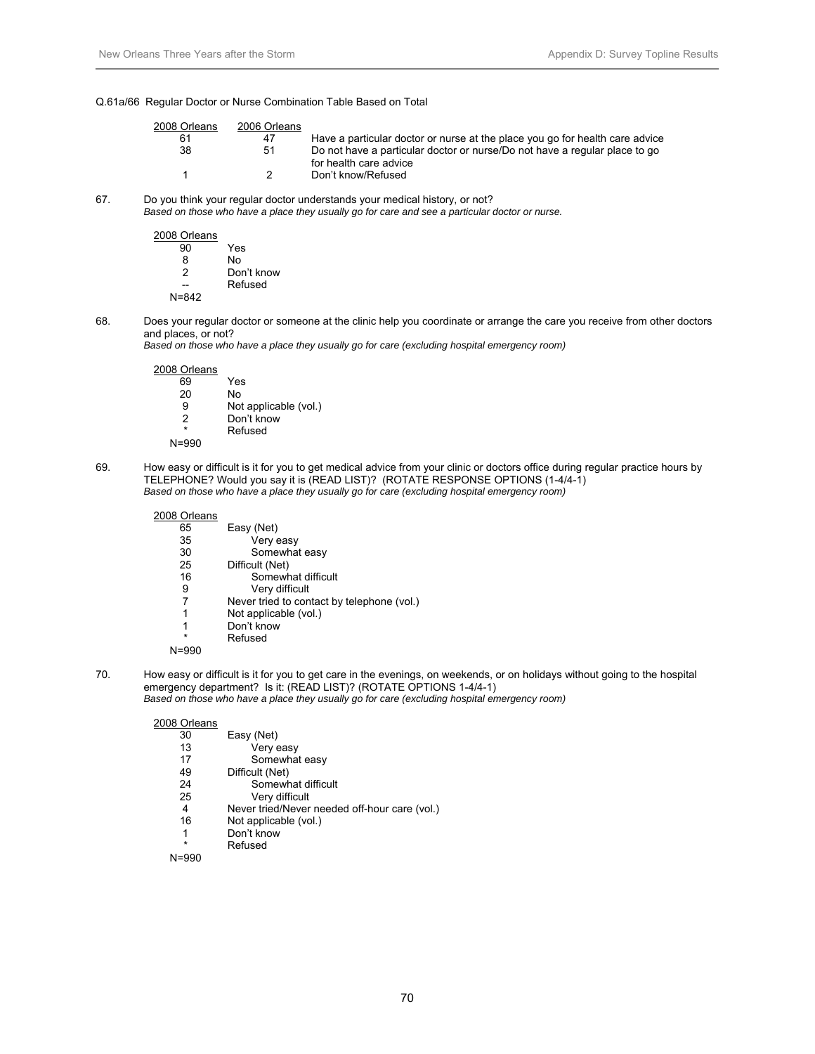Q.61a/66 Regular Doctor or Nurse Combination Table Based on Total

| 2008 Orleans | 2006 Orleans | |
|---|---|---|
| 61 | 47 | Have a particular doctor or nurse at the place you go for health care advice |
| 38 | 51 | Do not have a particular doctor or nurse/Do not have a regular place to go for health care advice |
| 1 | 2 | Don't know/Refused |

67. Do you think your regular doctor understands your medical history, or not?
*Based on those who have a place they usually go for care and see a particular doctor or nurse.*

| 2008 Orleans | |
|---|---|
| 90 | Yes |
| 8 | No |
| 2 | Don't know |
| -- | Refused |
| N=842 | |

68. Does your regular doctor or someone at the clinic help you coordinate or arrange the care you receive from other doctors and places, or not?
*Based on those who have a place they usually go for care (excluding hospital emergency room)*

| 2008 Orleans | |
|---|---|
| 69 | Yes |
| 20 | No |
| 9 | Not applicable (vol.) |
| 2 | Don't know |
| * | Refused |
| N=990 | |

69. How easy or difficult is it for you to get medical advice from your clinic or doctors office during regular practice hours by TELEPHONE? Would you say it is (READ LIST)? (ROTATE RESPONSE OPTIONS (1-4/4-1)
*Based on those who have a place they usually go for care (excluding hospital emergency room)*

| 2008 Orleans | |
|---|---|
| 65 | Easy (Net) |
| 35 | Very easy |
| 30 | Somewhat easy |
| 25 | Difficult (Net) |
| 16 | Somewhat difficult |
| 9 | Very difficult |
| 7 | Never tried to contact by telephone (vol.) |
| 1 | Not applicable (vol.) |
| 1 | Don't know |
| * | Refused |
| N=990 | |

70. How easy or difficult is it for you to get care in the evenings, on weekends, or on holidays without going to the hospital emergency department? Is it: (READ LIST)? (ROTATE OPTIONS 1-4/4-1)
*Based on those who have a place they usually go for care (excluding hospital emergency room)*

| 2008 Orleans | |
|---|---|
| 30 | Easy (Net) |
| 13 | Very easy |
| 17 | Somewhat easy |
| 49 | Difficult (Net) |
| 24 | Somewhat difficult |
| 25 | Very difficult |
| 4 | Never tried/Never needed off-hour care (vol.) |
| 16 | Not applicable (vol.) |
| 1 | Don't know |
| * | Refused |
| N=990 | |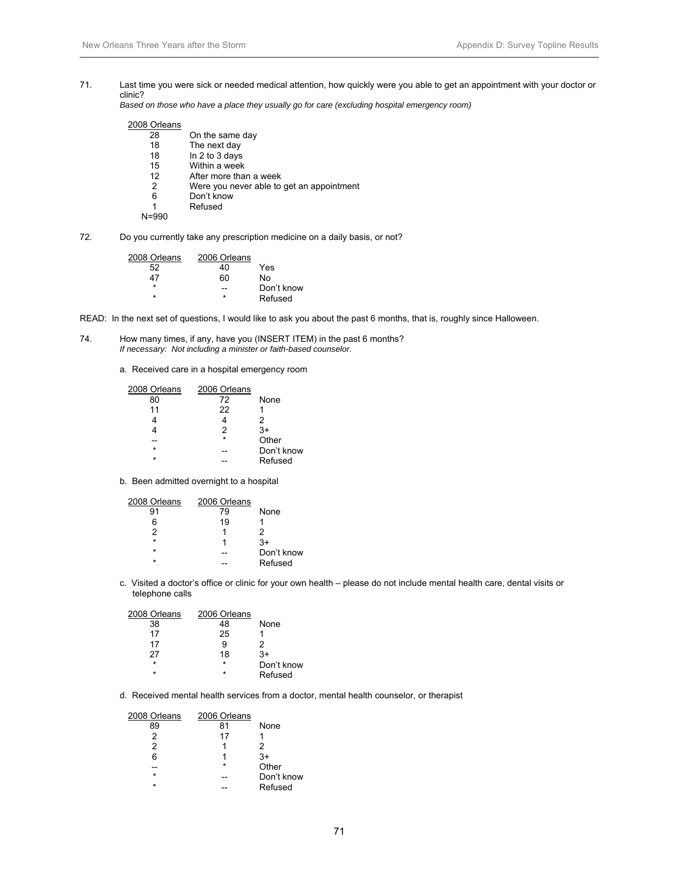71. Last time you were sick or needed medical attention, how quickly were you able to get an appointment with your doctor or clinic?
*Based on those who have a place they usually go for care (excluding hospital emergency room)*

| 2008 Orleans | |
|---|---|
| 28 | On the same day |
| 18 | The next day |
| 18 | In 2 to 3 days |
| 15 | Within a week |
| 12 | After more than a week |
| 2 | Were you never able to get an appointment |
| 6 | Don't know |
| 1 | Refused |
| N=990 | |

72. Do you currently take any prescription medicine on a daily basis, or not?

| 2008 Orleans | 2006 Orleans | |
|---|---|---|
| 52 | 40 | Yes |
| 47 | 60 | No |
| * | -- | Don't know |
| * | * | Refused |

READ: In the next set of questions, I would like to ask you about the past 6 months, that is, roughly since Halloween.

74. How many times, if any, have you (INSERT ITEM) in the past 6 months?
*If necessary: Not including a minister or faith-based counselor.*

a. Received care in a hospital emergency room

| 2008 Orleans | 2006 Orleans | |
|---|---|---|
| 80 | 72 | None |
| 11 | 22 | 1 |
| 4 | 4 | 2 |
| 4 | 2 | 3+ |
| -- | * | Other |
| * | -- | Don't know |
| * | -- | Refused |

b. Been admitted overnight to a hospital

| 2008 Orleans | 2006 Orleans | |
|---|---|---|
| 91 | 79 | None |
| 6 | 19 | 1 |
| 2 | 1 | 2 |
| * | 1 | 3+ |
| * | -- | Don't know |
| * | -- | Refused |

c. Visited a doctor's office or clinic for your own health – please do not include mental health care, dental visits or telephone calls

| 2008 Orleans | 2006 Orleans | |
|---|---|---|
| 38 | 48 | None |
| 17 | 25 | 1 |
| 17 | 9 | 2 |
| 27 | 18 | 3+ |
| * | * | Don't know |
| * | * | Refused |

d. Received mental health services from a doctor, mental health counselor, or therapist

| 2008 Orleans | 2006 Orleans | |
|---|---|---|
| 89 | 81 | None |
| 2 | 17 | 1 |
| 2 | 1 | 2 |
| 6 | 1 | 3+ |
| -- | * | Other |
| * | -- | Don't know |
| * | -- | Refused |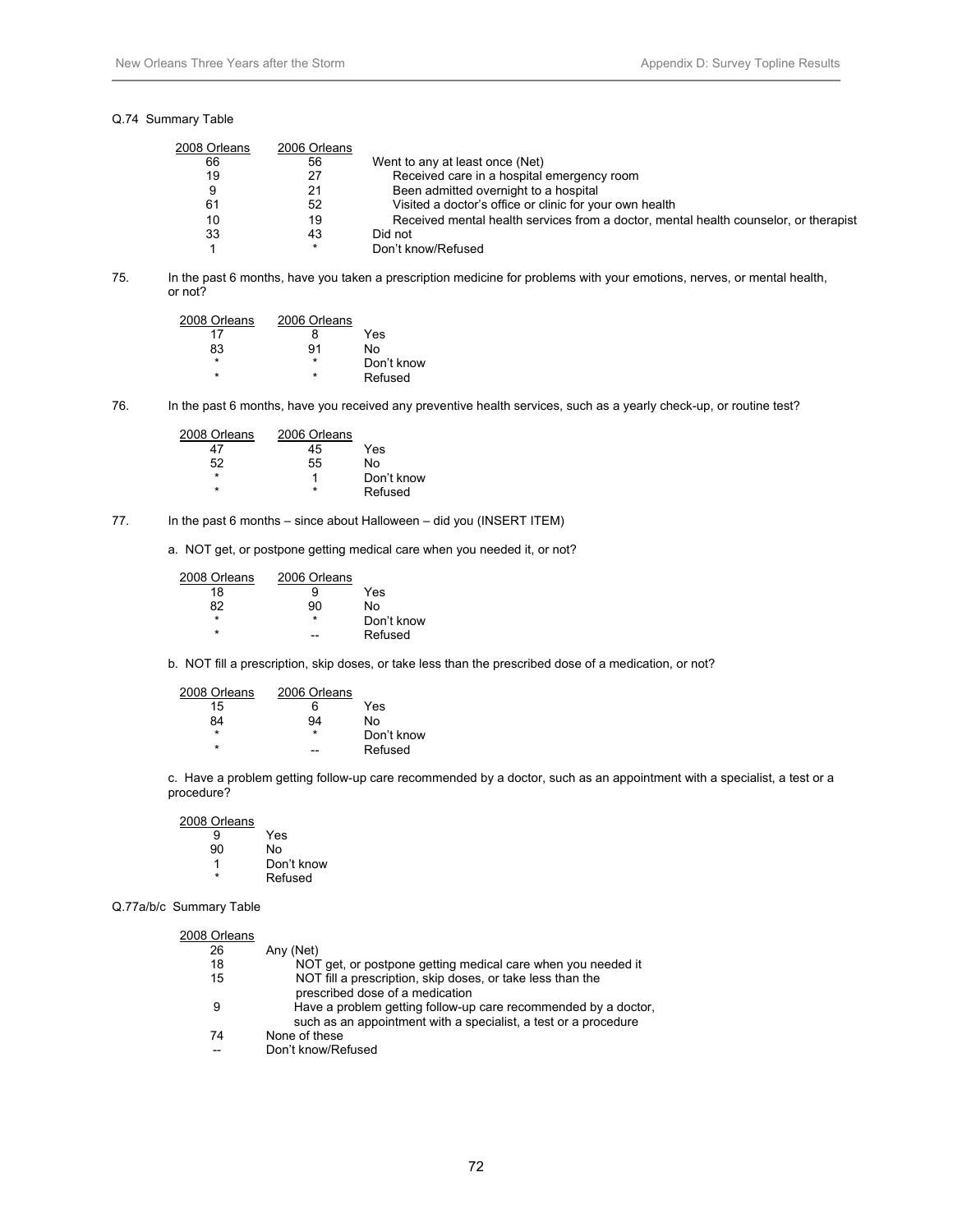Q.74 Summary Table

| 2008 Orleans | 2006 Orleans | |
|---|---|---|
| 66 | 56 | Went to any at least once (Net) |
| 19 | 27 | Received care in a hospital emergency room |
| 9 | 21 | Been admitted overnight to a hospital |
| 61 | 52 | Visited a doctor's office or clinic for your own health |
| 10 | 19 | Received mental health services from a doctor, mental health counselor, or therapist |
| 33 | 43 | Did not |
| 1 | * | Don't know/Refused |

75. In the past 6 months, have you taken a prescription medicine for problems with your emotions, nerves, or mental health, or not?

| 2008 Orleans | 2006 Orleans | |
|---|---|---|
| 17 | 8 | Yes |
| 83 | 91 | No |
| * | * | Don't know |
| * | * | Refused |

76. In the past 6 months, have you received any preventive health services, such as a yearly check-up, or routine test?

| 2008 Orleans | 2006 Orleans | |
|---|---|---|
| 47 | 45 | Yes |
| 52 | 55 | No |
| * | 1 | Don't know |
| * | * | Refused |

77. In the past 6 months – since about Halloween – did you (INSERT ITEM)

a. NOT get, or postpone getting medical care when you needed it, or not?

| 2008 Orleans | 2006 Orleans | |
|---|---|---|
| 18 | 9 | Yes |
| 82 | 90 | No |
| * | * | Don't know |
| * | -- | Refused |

b. NOT fill a prescription, skip doses, or take less than the prescribed dose of a medication, or not?

| 2008 Orleans | 2006 Orleans | |
|---|---|---|
| 15 | 6 | Yes |
| 84 | 94 | No |
| * | * | Don't know |
| * | -- | Refused |

c. Have a problem getting follow-up care recommended by a doctor, such as an appointment with a specialist, a test or a procedure?

| 2008 Orleans | |
|---|---|
| 9 | Yes |
| 90 | No |
| 1 | Don't know |
| * | Refused |

Q.77a/b/c Summary Table

| 2008 Orleans | |
|---|---|
| 26 | Any (Net) |
| 18 | NOT get, or postpone getting medical care when you needed it |
| 15 | NOT fill a prescription, skip doses, or take less than the prescribed dose of a medication |
| 9 | Have a problem getting follow-up care recommended by a doctor, such as an appointment with a specialist, a test or a procedure |
| 74 | None of these |
| -- | Don't know/Refused |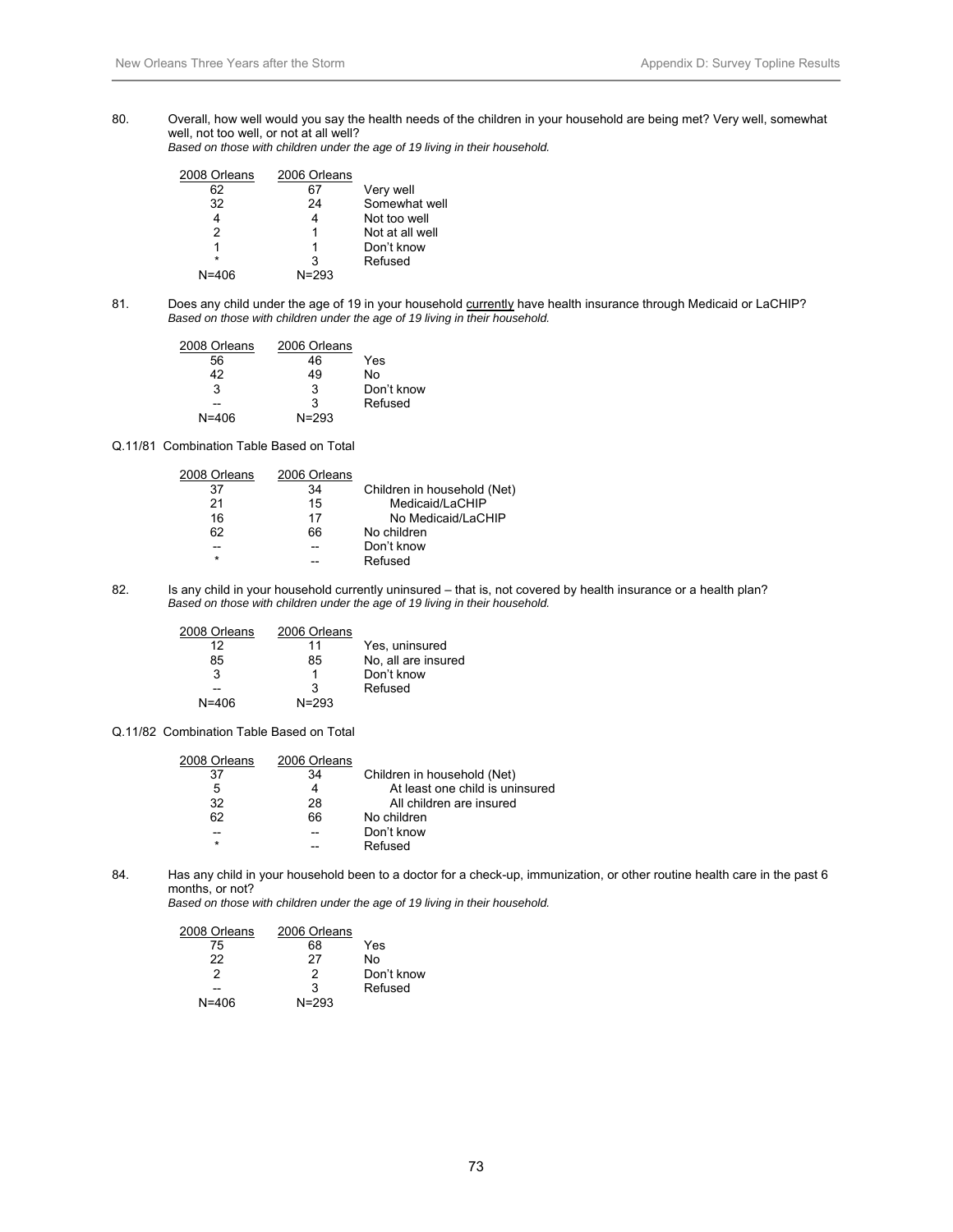80. Overall, how well would you say the health needs of the children in your household are being met? Very well, somewhat well, not too well, or not at all well?
*Based on those with children under the age of 19 living in their household.*

| 2008 Orleans | 2006 Orleans | |
|---|---|---|
| 62 | 67 | Very well |
| 32 | 24 | Somewhat well |
| 4 | 4 | Not too well |
| 2 | 1 | Not at all well |
| 1 | 1 | Don't know |
| * | 3 | Refused |
| N=406 | N=293 | |

81. Does any child under the age of 19 in your household currently have health insurance through Medicaid or LaCHIP?
*Based on those with children under the age of 19 living in their household.*

| 2008 Orleans | 2006 Orleans | |
|---|---|---|
| 56 | 46 | Yes |
| 42 | 49 | No |
| 3 | 3 | Don't know |
| -- | 3 | Refused |
| N=406 | N=293 | |

Q.11/81 Combination Table Based on Total

| 2008 Orleans | 2006 Orleans | |
|---|---|---|
| 37 | 34 | Children in household (Net) |
| 21 | 15 | Medicaid/LaCHIP |
| 16 | 17 | No Medicaid/LaCHIP |
| 62 | 66 | No children |
| -- | -- | Don't know |
| * | -- | Refused |

82. Is any child in your household currently uninsured – that is, not covered by health insurance or a health plan?
*Based on those with children under the age of 19 living in their household.*

| 2008 Orleans | 2006 Orleans | |
|---|---|---|
| 12 | 11 | Yes, uninsured |
| 85 | 85 | No, all are insured |
| 3 | 1 | Don't know |
| -- | 3 | Refused |
| N=406 | N=293 | |

Q.11/82 Combination Table Based on Total

| 2008 Orleans | 2006 Orleans | |
|---|---|---|
| 37 | 34 | Children in household (Net) |
| 5 | 4 | At least one child is uninsured |
| 32 | 28 | All children are insured |
| 62 | 66 | No children |
| -- | -- | Don't know |
| * | -- | Refused |

84. Has any child in your household been to a doctor for a check-up, immunization, or other routine health care in the past 6 months, or not?
*Based on those with children under the age of 19 living in their household.*

| 2008 Orleans | 2006 Orleans | |
|---|---|---|
| 75 | 68 | Yes |
| 22 | 27 | No |
| 2 | 2 | Don't know |
| -- | 3 | Refused |
| N=406 | N=293 | |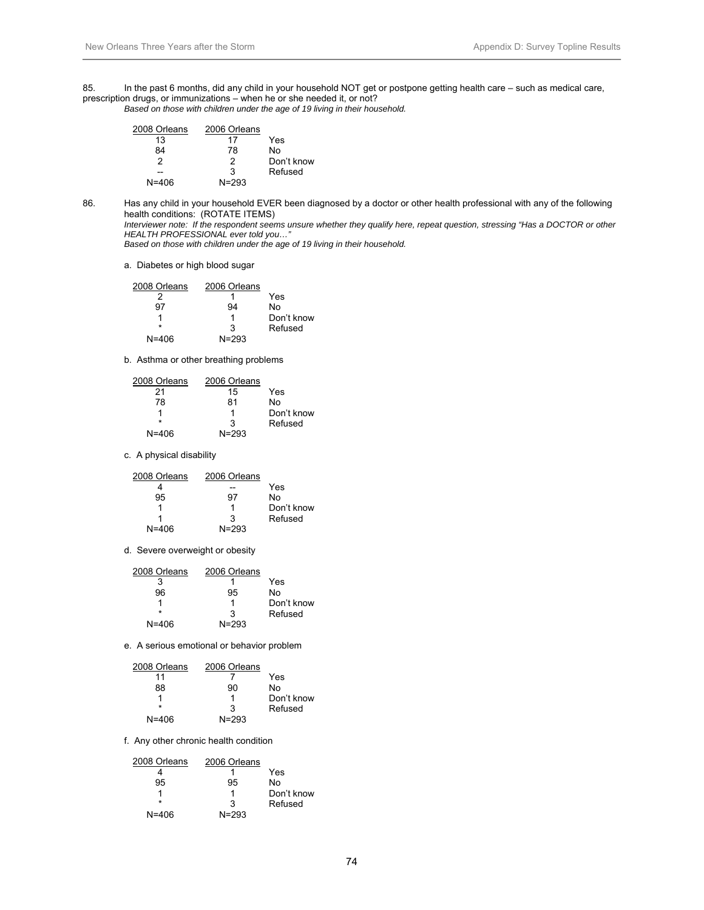85. In the past 6 months, did any child in your household NOT get or postpone getting health care – such as medical care, prescription drugs, or immunizations – when he or she needed it, or not?
*Based on those with children under the age of 19 living in their household.*

| 2008 Orleans | 2006 Orleans | |
|---|---|---|
| 13 | 17 | Yes |
| 84 | 78 | No |
| 2 | 2 | Don't know |
| -- | 3 | Refused |
| N=406 | N=293 | |

86. Has any child in your household EVER been diagnosed by a doctor or other health professional with any of the following health conditions: (ROTATE ITEMS)
*Interviewer note: If the respondent seems unsure whether they qualify here, repeat question, stressing "Has a DOCTOR or other HEALTH PROFESSIONAL ever told you…"*
*Based on those with children under the age of 19 living in their household.*

a. Diabetes or high blood sugar

| 2008 Orleans | 2006 Orleans | |
|---|---|---|
| 2 | 1 | Yes |
| 97 | 94 | No |
| 1 | 1 | Don't know |
| * | 3 | Refused |
| N=406 | N=293 | |

b. Asthma or other breathing problems

| 2008 Orleans | 2006 Orleans | |
|---|---|---|
| 21 | 15 | Yes |
| 78 | 81 | No |
| 1 | 1 | Don't know |
| * | 3 | Refused |
| N=406 | N=293 | |

c. A physical disability

| 2008 Orleans | 2006 Orleans | |
|---|---|---|
| 4 | -- | Yes |
| 95 | 97 | No |
| 1 | 1 | Don't know |
| 1 | 3 | Refused |
| N=406 | N=293 | |

d. Severe overweight or obesity

| 2008 Orleans | 2006 Orleans | |
|---|---|---|
| 3 | 1 | Yes |
| 96 | 95 | No |
| 1 | 1 | Don't know |
| * | 3 | Refused |
| N=406 | N=293 | |

e. A serious emotional or behavior problem

| 2008 Orleans | 2006 Orleans | |
|---|---|---|
| 11 | 7 | Yes |
| 88 | 90 | No |
| 1 | 1 | Don't know |
| * | 3 | Refused |
| N=406 | N=293 | |

f. Any other chronic health condition

| 2008 Orleans | 2006 Orleans | |
|---|---|---|
| 4 | 1 | Yes |
| 95 | 95 | No |
| 1 | 1 | Don't know |
| * | 3 | Refused |
| N=406 | N=293 | |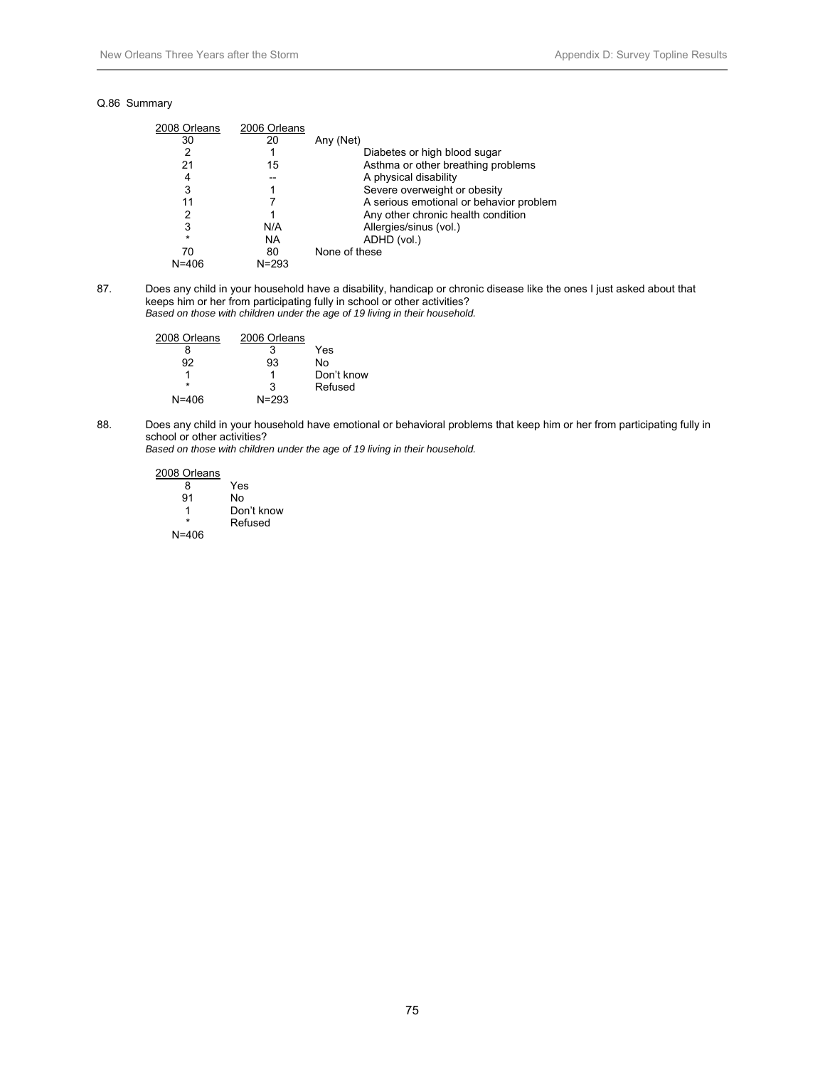Q.86 Summary

| 2008 Orleans | 2006 Orleans | |
|---|---|---|
| 30 | 20 | Any (Net) |
| 2 | 1 | Diabetes or high blood sugar |
| 21 | 15 | Asthma or other breathing problems |
| 4 | -- | A physical disability |
| 3 | 1 | Severe overweight or obesity |
| 11 | 7 | A serious emotional or behavior problem |
| 2 | 1 | Any other chronic health condition |
| 3 | N/A | Allergies/sinus (vol.) |
| * | NA | ADHD (vol.) |
| 70 | 80 | None of these |
| N=406 | N=293 | |

87. Does any child in your household have a disability, handicap or chronic disease like the ones I just asked about that keeps him or her from participating fully in school or other activities?
*Based on those with children under the age of 19 living in their household.*

| 2008 Orleans | 2006 Orleans | |
|---|---|---|
| 8 | 3 | Yes |
| 92 | 93 | No |
| 1 | 1 | Don't know |
| * | 3 | Refused |
| N=406 | N=293 | |

88. Does any child in your household have emotional or behavioral problems that keep him or her from participating fully in school or other activities?
*Based on those with children under the age of 19 living in their household.*

| 2008 Orleans | |
|---|---|
| 8 | Yes |
| 91 | No |
| 1 | Don't know |
| * | Refused |
| N=406 | |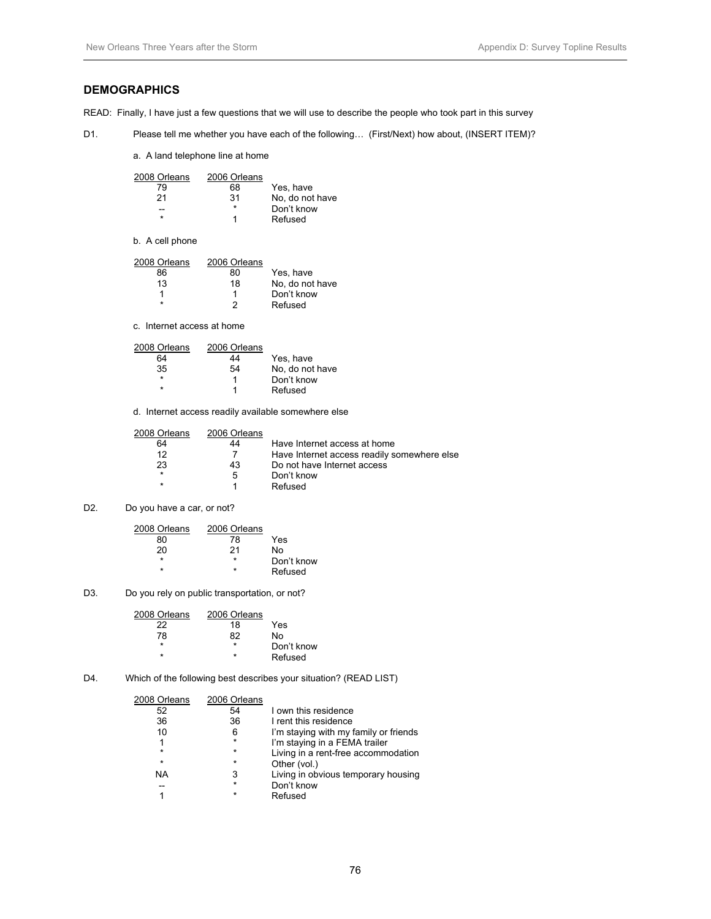## DEMOGRAPHICS

READ: Finally, I have just a few questions that we will use to describe the people who took part in this survey

D1. Please tell me whether you have each of the following… (First/Next) how about, (INSERT ITEM)?

a. A land telephone line at home

| 2008 Orleans | 2006 Orleans | |
|---|---|---|
| 79 | 68 | Yes, have |
| 21 | 31 | No, do not have |
| -- | * | Don't know |
| * | 1 | Refused |

b. A cell phone

| 2008 Orleans | 2006 Orleans | |
|---|---|---|
| 86 | 80 | Yes, have |
| 13 | 18 | No, do not have |
| 1 | 1 | Don't know |
| * | 2 | Refused |

c. Internet access at home

| 2008 Orleans | 2006 Orleans | |
|---|---|---|
| 64 | 44 | Yes, have |
| 35 | 54 | No, do not have |
| * | 1 | Don't know |
| * | 1 | Refused |

d. Internet access readily available somewhere else

| 2008 Orleans | 2006 Orleans | |
|---|---|---|
| 64 | 44 | Have Internet access at home |
| 12 | 7 | Have Internet access readily somewhere else |
| 23 | 43 | Do not have Internet access |
| * | 5 | Don't know |
| * | 1 | Refused |

D2. Do you have a car, or not?

| 2008 Orleans | 2006 Orleans | |
|---|---|---|
| 80 | 78 | Yes |
| 20 | 21 | No |
| * | * | Don't know |
| * | * | Refused |

D3. Do you rely on public transportation, or not?

| 2008 Orleans | 2006 Orleans | |
|---|---|---|
| 22 | 18 | Yes |
| 78 | 82 | No |
| * | * | Don't know |
| * | * | Refused |

D4. Which of the following best describes your situation? (READ LIST)

| 2008 Orleans | 2006 Orleans | |
|---|---|---|
| 52 | 54 | I own this residence |
| 36 | 36 | I rent this residence |
| 10 | 6 | I'm staying with my family or friends |
| 1 | * | I'm staying in a FEMA trailer |
| * | * | Living in a rent-free accommodation |
| * | * | Other (vol.) |
| NA | 3 | Living in obvious temporary housing |
| -- | * | Don't know |
| 1 | * | Refused |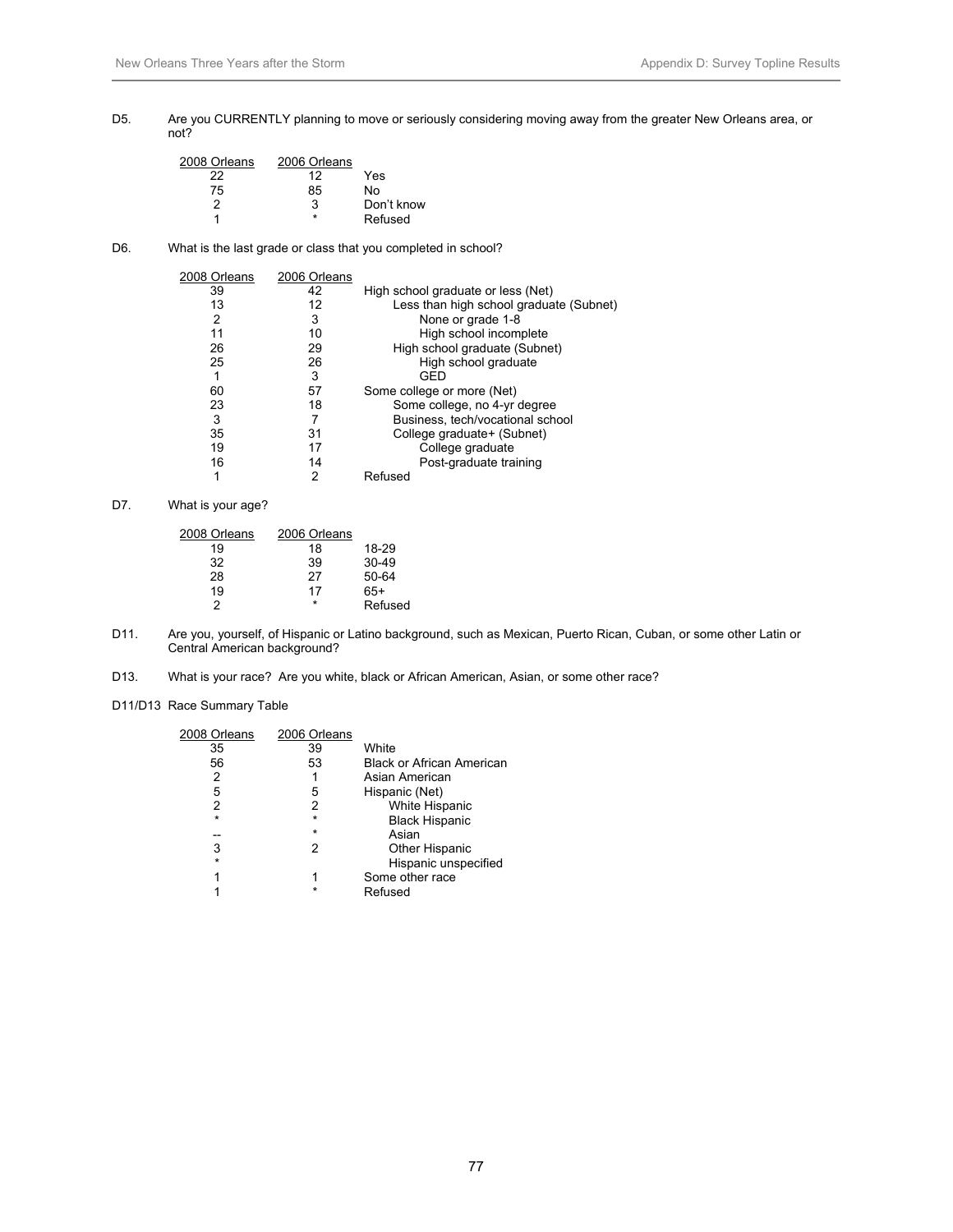D5. Are you CURRENTLY planning to move or seriously considering moving away from the greater New Orleans area, or not?

| 2008 Orleans | 2006 Orleans | |
|---|---|---|
| 22 | 12 | Yes |
| 75 | 85 | No |
| 2 | 3 | Don't know |
| 1 | * | Refused |

D6. What is the last grade or class that you completed in school?

| 2008 Orleans | 2006 Orleans | |
|---|---|---|
| 39 | 42 | High school graduate or less (Net) |
| 13 | 12 | Less than high school graduate (Subnet) |
| 2 | 3 | None or grade 1-8 |
| 11 | 10 | High school incomplete |
| 26 | 29 | High school graduate (Subnet) |
| 25 | 26 | High school graduate |
| 1 | 3 | GED |
| 60 | 57 | Some college or more (Net) |
| 23 | 18 | Some college, no 4-yr degree |
| 3 | 7 | Business, tech/vocational school |
| 35 | 31 | College graduate+ (Subnet) |
| 19 | 17 | College graduate |
| 16 | 14 | Post-graduate training |
| 1 | 2 | Refused |

D7. What is your age?

| 2008 Orleans | 2006 Orleans | |
|---|---|---|
| 19 | 18 | 18-29 |
| 32 | 39 | 30-49 |
| 28 | 27 | 50-64 |
| 19 | 17 | 65+ |
| 2 | * | Refused |

D11. Are you, yourself, of Hispanic or Latino background, such as Mexican, Puerto Rican, Cuban, or some other Latin or Central American background?

D13. What is your race? Are you white, black or African American, Asian, or some other race?

D11/D13 Race Summary Table

| 2008 Orleans | 2006 Orleans | |
|---|---|---|
| 35 | 39 | White |
| 56 | 53 | Black or African American |
| 2 | 1 | Asian American |
| 5 | 5 | Hispanic (Net) |
| 2 | 2 | White Hispanic |
| * | * | Black Hispanic |
| -- | * | Asian |
| 3 | 2 | Other Hispanic |
| * | | Hispanic unspecified |
| 1 | 1 | Some other race |
| 1 | * | Refused |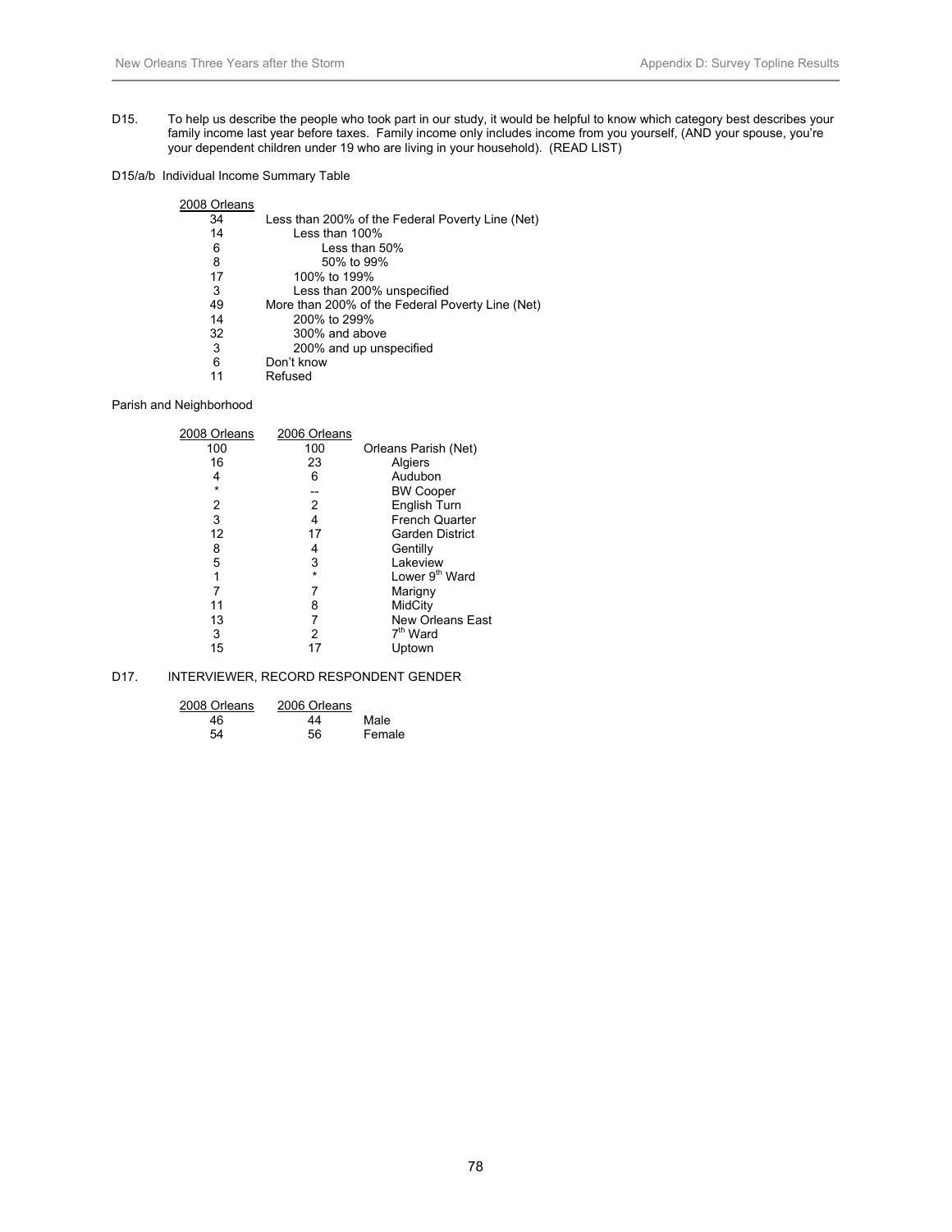D15. To help us describe the people who took part in our study, it would be helpful to know which category best describes your family income last year before taxes. Family income only includes income from you yourself, (AND your spouse, you're your dependent children under 19 who are living in your household). (READ LIST)

D15/a/b Individual Income Summary Table

| 2008 Orleans | |
|---|---|
| 34 | Less than 200% of the Federal Poverty Line (Net) |
| 14 | Less than 100% |
| 6 | Less than 50% |
| 8 | 50% to 99% |
| 17 | 100% to 199% |
| 3 | Less than 200% unspecified |
| 49 | More than 200% of the Federal Poverty Line (Net) |
| 14 | 200% to 299% |
| 32 | 300% and above |
| 3 | 200% and up unspecified |
| 6 | Don't know |
| 11 | Refused |

Parish and Neighborhood

| 2008 Orleans | 2006 Orleans | |
|---|---|---|
| 100 | 100 | Orleans Parish (Net) |
| 16 | 23 | Algiers |
| 4 | 6 | Audubon |
| * | -- | BW Cooper |
| 2 | 2 | English Turn |
| 3 | 4 | French Quarter |
| 12 | 17 | Garden District |
| 8 | 4 | Gentilly |
| 5 | 3 | Lakeview |
| 1 | * | Lower 9th Ward |
| 7 | 7 | Marigny |
| 11 | 8 | MidCity |
| 13 | 7 | New Orleans East |
| 3 | 2 | 7th Ward |
| 15 | 17 | Uptown |

D17. INTERVIEWER, RECORD RESPONDENT GENDER

| 2008 Orleans | 2006 Orleans | |
|---|---|---|
| 46 | 44 | Male |
| 54 | 56 | Female |